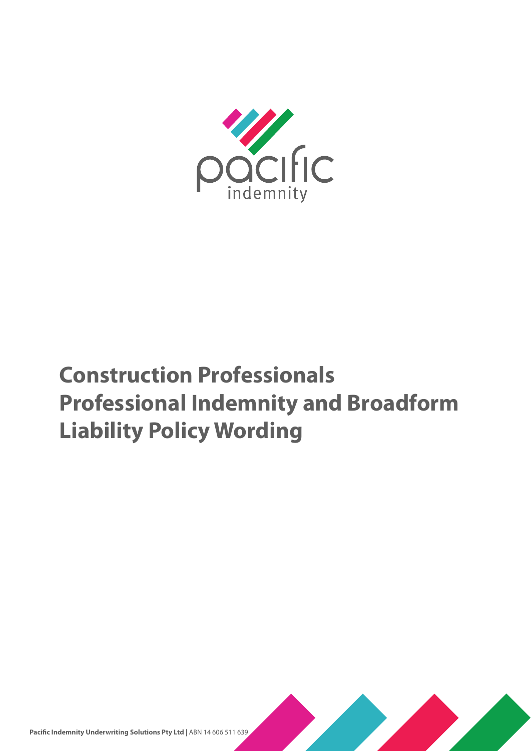pacific
indemnity

# Construction Professionals Professional Indemnity and Broadform Liability Policy Wording

**Pacific Indemnity Underwriting Solutions Pty Ltd** | ABN 14 606 511 639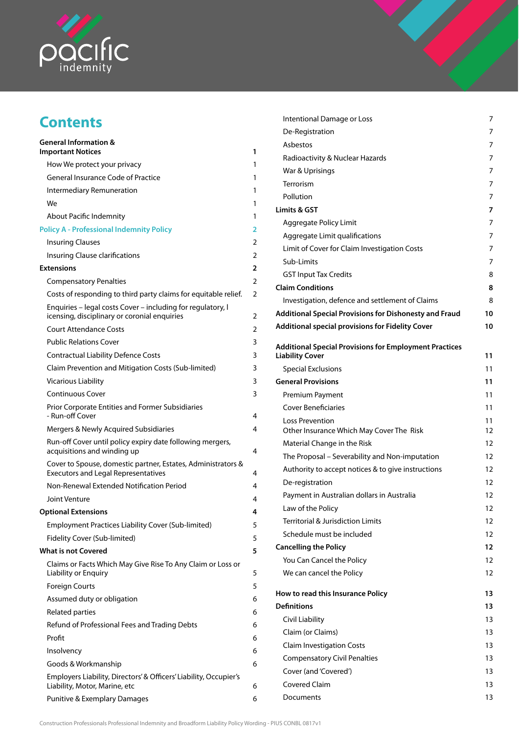# Contents

| | |
|---|---|
| **General Information & Important Notices** | **1** |
| How We protect your privacy | 1 |
| General Insurance Code of Practice | 1 |
| Intermediary Remuneration | 1 |
| We | 1 |
| About Pacific Indemnity | 1 |
| **Policy A - Professional Indemnity Policy** | **2** |
| Insuring Clauses | 2 |
| Insuring Clause clarifications | 2 |
| **Extensions** | **2** |
| Compensatory Penalties | 2 |
| Costs of responding to third party claims for equitable relief. | 2 |
| Enquiries – legal costs Cover – including for regulatory, licensing, disciplinary or coronial enquiries | 2 |
| Court Attendance Costs | 2 |
| Public Relations Cover | 3 |
| Contractual Liability Defence Costs | 3 |
| Claim Prevention and Mitigation Costs (Sub-limited) | 3 |
| Vicarious Liability | 3 |
| Continuous Cover | 3 |
| Prior Corporate Entities and Former Subsidiaries - Run-off Cover | 4 |
| Mergers & Newly Acquired Subsidiaries | 4 |
| Run-off Cover until policy expiry date following mergers, acquisitions and winding up | 4 |
| Cover to Spouse, domestic partner, Estates, Administrators & Executors and Legal Representatives | 4 |
| Non-Renewal Extended Notification Period | 4 |
| Joint Venture | 4 |
| **Optional Extensions** | **4** |
| Employment Practices Liability Cover (Sub-limited) | 5 |
| Fidelity Cover (Sub-limited) | 5 |
| **What is not Covered** | **5** |
| Claims or Facts Which May Give Rise To Any Claim or Loss or Liability or Enquiry | 5 |
| Foreign Courts | 5 |
| Assumed duty or obligation | 6 |
| Related parties | 6 |
| Refund of Professional Fees and Trading Debts | 6 |
| Profit | 6 |
| Insolvency | 6 |
| Goods & Workmanship | 6 |
| Employers Liability, Directors' & Officers' Liability, Occupier's Liability, Motor, Marine, etc | 6 |
| Punitive & Exemplary Damages | 6 |
| Intentional Damage or Loss | 7 |
| De-Registration | 7 |
| Asbestos | 7 |
| Radioactivity & Nuclear Hazards | 7 |
| War & Uprisings | 7 |
| Terrorism | 7 |
| Pollution | 7 |
| **Limits & GST** | **7** |
| Aggregate Policy Limit | 7 |
| Aggregate Limit qualifications | 7 |
| Limit of Cover for Claim Investigation Costs | 7 |
| Sub-Limits | 7 |
| GST Input Tax Credits | 8 |
| **Claim Conditions** | **8** |
| Investigation, defence and settlement of Claims | 8 |
| **Additional Special Provisions for Dishonesty and Fraud** | **10** |
| **Additional special provisions for Fidelity Cover** | **10** |
| **Additional Special Provisions for Employment Practices Liability Cover** | **11** |
| Special Exclusions | 11 |
| **General Provisions** | **11** |
| Premium Payment | 11 |
| Cover Beneficiaries | 11 |
| Loss Prevention | 11 |
| Other Insurance Which May Cover The Risk | 12 |
| Material Change in the Risk | 12 |
| The Proposal – Severability and Non-imputation | 12 |
| Authority to accept notices & to give instructions | 12 |
| De-registration | 12 |
| Payment in Australian dollars in Australia | 12 |
| Law of the Policy | 12 |
| Territorial & Jurisdiction Limits | 12 |
| Schedule must be included | 12 |
| **Cancelling the Policy** | **12** |
| You Can Cancel the Policy | 12 |
| We can cancel the Policy | 12 |
| **How to read this Insurance Policy** | **13** |
| **Definitions** | **13** |
| Civil Liability | 13 |
| Claim (or Claims) | 13 |
| Claim Investigation Costs | 13 |
| Compensatory Civil Penalties | 13 |
| Cover (and 'Covered') | 13 |
| Covered Claim | 13 |
| Documents | 13 |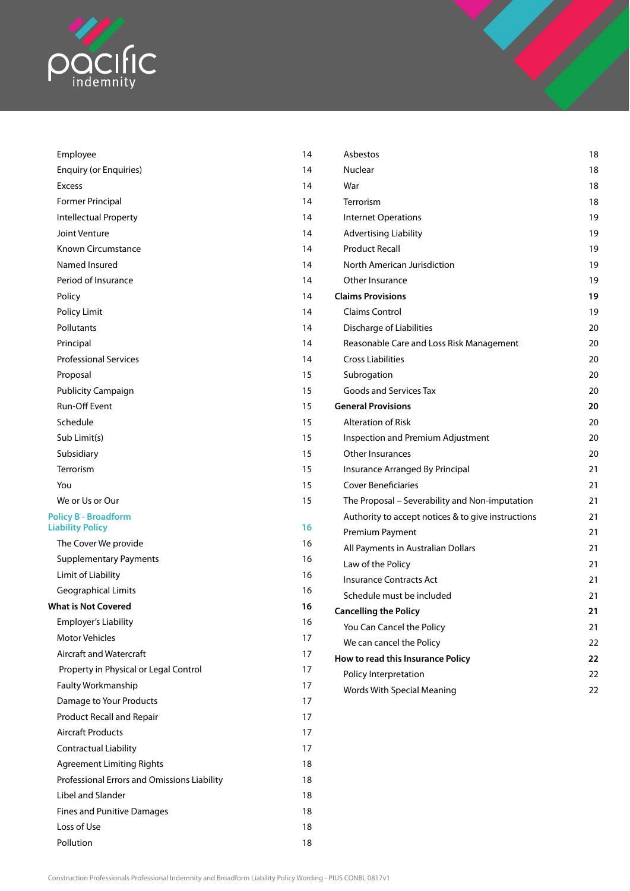| | |
|---|---|
| Employee | 14 |
| Enquiry (or Enquiries) | 14 |
| Excess | 14 |
| Former Principal | 14 |
| Intellectual Property | 14 |
| Joint Venture | 14 |
| Known Circumstance | 14 |
| Named Insured | 14 |
| Period of Insurance | 14 |
| Policy | 14 |
| Policy Limit | 14 |
| Pollutants | 14 |
| Principal | 14 |
| Professional Services | 14 |
| Proposal | 15 |
| Publicity Campaign | 15 |
| Run-Off Event | 15 |
| Schedule | 15 |
| Sub Limit(s) | 15 |
| Subsidiary | 15 |
| Terrorism | 15 |
| You | 15 |
| We or Us or Our | 15 |
| **Policy B - Broadform Liability Policy** | **16** |
| The Cover We provide | 16 |
| Supplementary Payments | 16 |
| Limit of Liability | 16 |
| Geographical Limits | 16 |
| **What is Not Covered** | **16** |
| Employer's Liability | 16 |
| Motor Vehicles | 17 |
| Aircraft and Watercraft | 17 |
| Property in Physical or Legal Control | 17 |
| Faulty Workmanship | 17 |
| Damage to Your Products | 17 |
| Product Recall and Repair | 17 |
| Aircraft Products | 17 |
| Contractual Liability | 17 |
| Agreement Limiting Rights | 18 |
| Professional Errors and Omissions Liability | 18 |
| Libel and Slander | 18 |
| Fines and Punitive Damages | 18 |
| Loss of Use | 18 |
| Pollution | 18 |
| Asbestos | 18 |
| Nuclear | 18 |
| War | 18 |
| Terrorism | 18 |
| Internet Operations | 19 |
| Advertising Liability | 19 |
| Product Recall | 19 |
| North American Jurisdiction | 19 |
| Other Insurance | 19 |
| **Claims Provisions** | **19** |
| Claims Control | 19 |
| Discharge of Liabilities | 20 |
| Reasonable Care and Loss Risk Management | 20 |
| Cross Liabilities | 20 |
| Subrogation | 20 |
| Goods and Services Tax | 20 |
| **General Provisions** | **20** |
| Alteration of Risk | 20 |
| Inspection and Premium Adjustment | 20 |
| Other Insurances | 20 |
| Insurance Arranged By Principal | 21 |
| Cover Beneficiaries | 21 |
| The Proposal – Severability and Non-imputation | 21 |
| Authority to accept notices & to give instructions | 21 |
| Premium Payment | 21 |
| All Payments in Australian Dollars | 21 |
| Law of the Policy | 21 |
| Insurance Contracts Act | 21 |
| Schedule must be included | 21 |
| **Cancelling the Policy** | **21** |
| You Can Cancel the Policy | 21 |
| We can cancel the Policy | 22 |
| **How to read this Insurance Policy** | **22** |
| Policy Interpretation | 22 |
| Words With Special Meaning | 22 |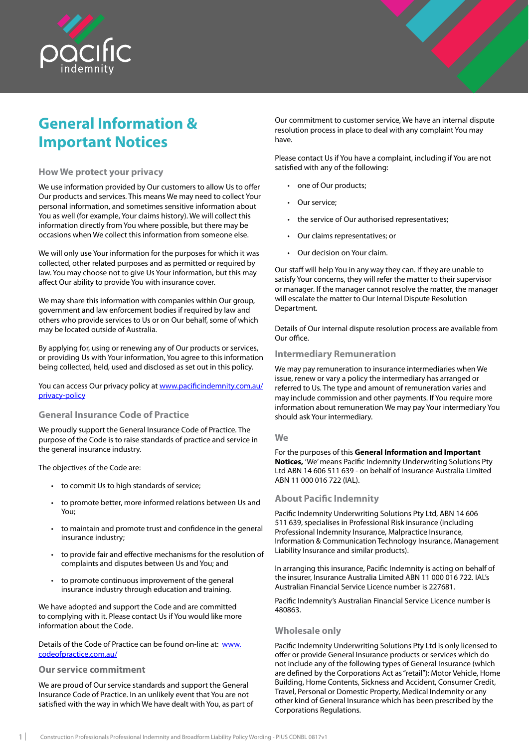# General Information & Important Notices

## How We protect your privacy

We use information provided by Our customers to allow Us to offer Our products and services. This means We may need to collect Your personal information, and sometimes sensitive information about You as well (for example, Your claims history). We will collect this information directly from You where possible, but there may be occasions when We collect this information from someone else.

We will only use Your information for the purposes for which it was collected, other related purposes and as permitted or required by law. You may choose not to give Us Your information, but this may affect Our ability to provide You with insurance cover.

We may share this information with companies within Our group, government and law enforcement bodies if required by law and others who provide services to Us or on Our behalf, some of which may be located outside of Australia.

By applying for, using or renewing any of Our products or services, or providing Us with Your information, You agree to this information being collected, held, used and disclosed as set out in this policy.

You can access Our privacy policy at [www.pacificindemnity.com.au/privacy-policy](www.pacificindemnity.com.au/privacy-policy)

## General Insurance Code of Practice

We proudly support the General Insurance Code of Practice. The purpose of the Code is to raise standards of practice and service in the general insurance industry.

The objectives of the Code are:

- to commit Us to high standards of service;
- to promote better, more informed relations between Us and You;
- to maintain and promote trust and confidence in the general insurance industry;
- to provide fair and effective mechanisms for the resolution of complaints and disputes between Us and You; and
- to promote continuous improvement of the general insurance industry through education and training.

We have adopted and support the Code and are committed to complying with it. Please contact Us if You would like more information about the Code.

Details of the Code of Practice can be found on-line at: [www.codeofpractice.com.au/](www.codeofpractice.com.au/)

## Our service commitment

We are proud of Our service standards and support the General Insurance Code of Practice. In an unlikely event that You are not satisfied with the way in which We have dealt with You, as part of Our commitment to customer service, We have an internal dispute resolution process in place to deal with any complaint You may have.

Please contact Us if You have a complaint, including if You are not satisfied with any of the following:

- one of Our products;
- Our service;
- the service of Our authorised representatives;
- Our claims representatives; or
- Our decision on Your claim.

Our staff will help You in any way they can. If they are unable to satisfy Your concerns, they will refer the matter to their supervisor or manager. If the manager cannot resolve the matter, the manager will escalate the matter to Our Internal Dispute Resolution Department.

Details of Our internal dispute resolution process are available from Our office.

## Intermediary Remuneration

We may pay remuneration to insurance intermediaries when We issue, renew or vary a policy the intermediary has arranged or referred to Us. The type and amount of remuneration varies and may include commission and other payments. If You require more information about remuneration We may pay Your intermediary You should ask Your intermediary.

## We

For the purposes of this **General Information and Important Notices,** 'We' means Pacific Indemnity Underwriting Solutions Pty Ltd ABN 14 606 511 639 - on behalf of Insurance Australia Limited ABN 11 000 016 722 (IAL).

## About Pacific Indemnity

Pacific Indemnity Underwriting Solutions Pty Ltd, ABN 14 606 511 639, specialises in Professional Risk insurance (including Professional Indemnity Insurance, Malpractice Insurance, Information & Communication Technology Insurance, Management Liability Insurance and similar products).

In arranging this insurance, Pacific Indemnity is acting on behalf of the insurer, Insurance Australia Limited ABN 11 000 016 722. IAL's Australian Financial Service Licence number is 227681.

Pacific Indemnity's Australian Financial Service Licence number is 480863.

## Wholesale only

Pacific Indemnity Underwriting Solutions Pty Ltd is only licensed to offer or provide General Insurance products or services which do not include any of the following types of General Insurance (which are defined by the Corporations Act as "retail"): Motor Vehicle, Home Building, Home Contents, Sickness and Accident, Consumer Credit, Travel, Personal or Domestic Property, Medical Indemnity or any other kind of General Insurance which has been prescribed by the Corporations Regulations.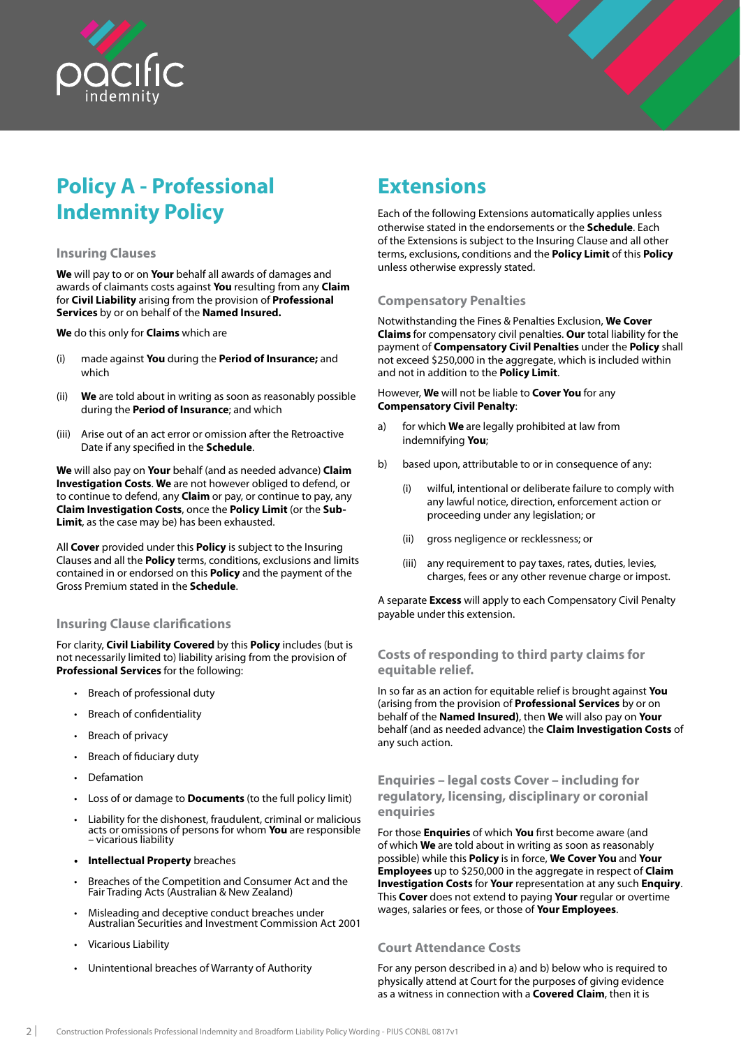# Policy A - Professional Indemnity Policy

## Insuring Clauses

**We** will pay to or on **Your** behalf all awards of damages and awards of claimants costs against **You** resulting from any **Claim** for **Civil Liability** arising from the provision of **Professional Services** by or on behalf of the **Named Insured.**

**We** do this only for **Claims** which are

(i) made against **You** during the **Period of Insurance;** and which

(ii) **We** are told about in writing as soon as reasonably possible during the **Period of Insurance**; and which

(iii) Arise out of an act error or omission after the Retroactive Date if any specified in the **Schedule**.

**We** will also pay on **Your** behalf (and as needed advance) **Claim Investigation Costs**. **We** are not however obliged to defend, or to continue to defend, any **Claim** or pay, or continue to pay, any **Claim Investigation Costs**, once the **Policy Limit** (or the **Sub-Limit**, as the case may be) has been exhausted.

All **Cover** provided under this **Policy** is subject to the Insuring Clauses and all the **Policy** terms, conditions, exclusions and limits contained in or endorsed on this **Policy** and the payment of the Gross Premium stated in the **Schedule**.

## Insuring Clause clarifications

For clarity, **Civil Liability Covered** by this **Policy** includes (but is not necessarily limited to) liability arising from the provision of **Professional Services** for the following:

- Breach of professional duty
- Breach of confidentiality
- Breach of privacy
- Breach of fiduciary duty
- Defamation
- Loss of or damage to **Documents** (to the full policy limit)
- Liability for the dishonest, fraudulent, criminal or malicious acts or omissions of persons for whom **You** are responsible – vicarious liability
- **Intellectual Property** breaches
- Breaches of the Competition and Consumer Act and the Fair Trading Acts (Australian & New Zealand)
- Misleading and deceptive conduct breaches under Australian Securities and Investment Commission Act 2001
- Vicarious Liability
- Unintentional breaches of Warranty of Authority

# Extensions

Each of the following Extensions automatically applies unless otherwise stated in the endorsements or the **Schedule**. Each of the Extensions is subject to the Insuring Clause and all other terms, exclusions, conditions and the **Policy Limit** of this **Policy** unless otherwise expressly stated.

## Compensatory Penalties

Notwithstanding the Fines & Penalties Exclusion, **We Cover Claims** for compensatory civil penalties. **Our** total liability for the payment of **Compensatory Civil Penalties** under the **Policy** shall not exceed $250,000 in the aggregate, which is included within and not in addition to the **Policy Limit**.

However, **We** will not be liable to **Cover You** for any **Compensatory Civil Penalty**:

a) for which **We** are legally prohibited at law from indemnifying **You**;

b) based upon, attributable to or in consequence of any:

   (i) wilful, intentional or deliberate failure to comply with any lawful notice, direction, enforcement action or proceeding under any legislation; or

   (ii) gross negligence or recklessness; or

   (iii) any requirement to pay taxes, rates, duties, levies, charges, fees or any other revenue charge or impost.

A separate **Excess** will apply to each Compensatory Civil Penalty payable under this extension.

## Costs of responding to third party claims for equitable relief.

In so far as an action for equitable relief is brought against **You** (arising from the provision of **Professional Services** by or on behalf of the **Named Insured)**, then **We** will also pay on **Your** behalf (and as needed advance) the **Claim Investigation Costs** of any such action.

## Enquiries – legal costs Cover – including for regulatory, licensing, disciplinary or coronial enquiries

For those **Enquiries** of which **You** first become aware (and of which **We** are told about in writing as soon as reasonably possible) while this **Policy** is in force, **We Cover You** and **Your Employees** up to $250,000 in the aggregate in respect of **Claim Investigation Costs** for **Your** representation at any such **Enquiry**. This **Cover** does not extend to paying **Your** regular or overtime wages, salaries or fees, or those of **Your Employees**.

## Court Attendance Costs

For any person described in a) and b) below who is required to physically attend at Court for the purposes of giving evidence as a witness in connection with a **Covered Claim**, then it is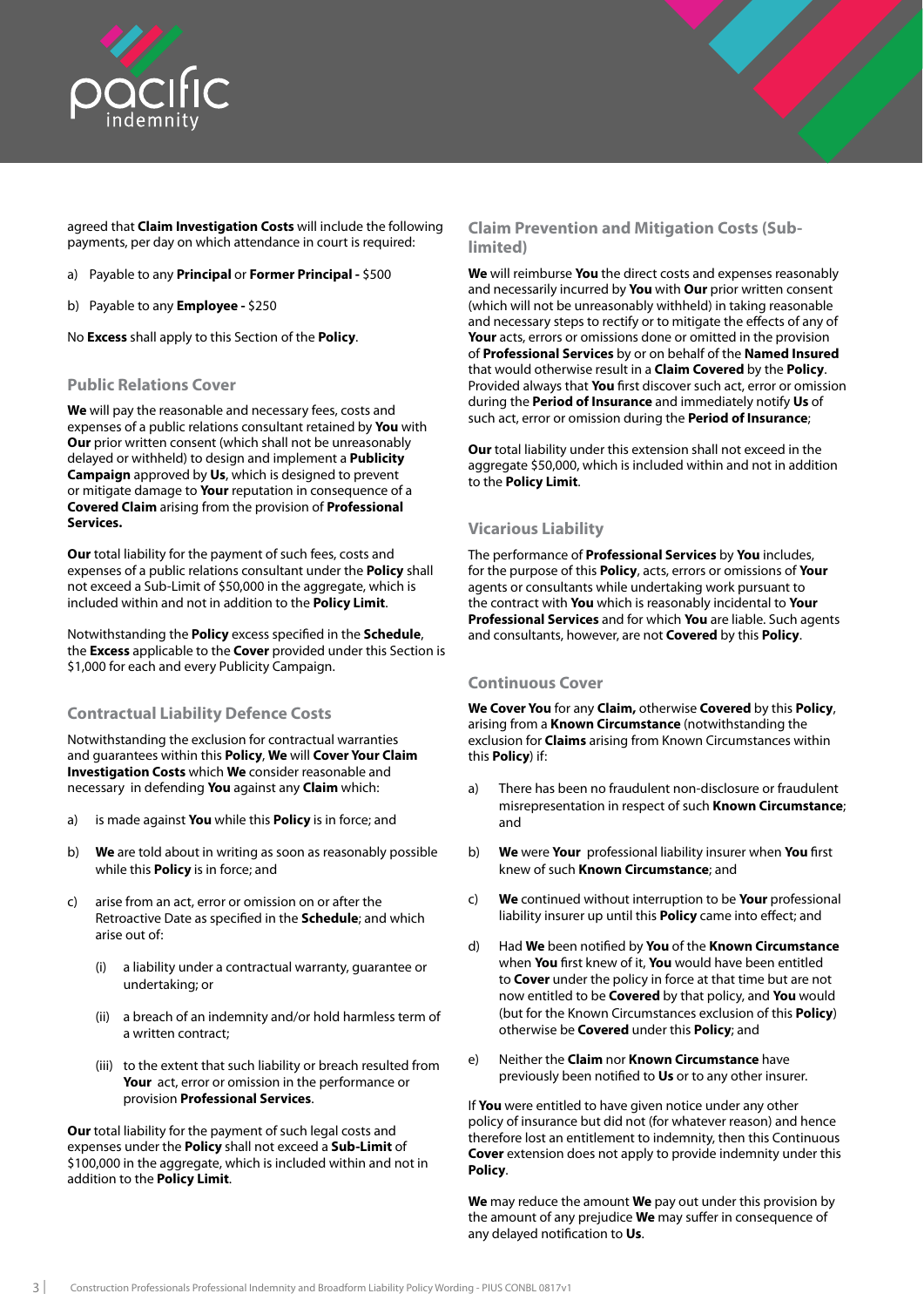agreed that **Claim Investigation Costs** will include the following payments, per day on which attendance in court is required:

a) Payable to any **Principal** or **Former Principal -** $500

b) Payable to any **Employee -** $250

No **Excess** shall apply to this Section of the **Policy**.

### Public Relations Cover

**We** will pay the reasonable and necessary fees, costs and expenses of a public relations consultant retained by **You** with **Our** prior written consent (which shall not be unreasonably delayed or withheld) to design and implement a **Publicity Campaign** approved by **Us**, which is designed to prevent or mitigate damage to **Your** reputation in consequence of a **Covered Claim** arising from the provision of **Professional Services.**

**Our** total liability for the payment of such fees, costs and expenses of a public relations consultant under the **Policy** shall not exceed a Sub-Limit of $50,000 in the aggregate, which is included within and not in addition to the **Policy Limit**.

Notwithstanding the **Policy** excess specified in the **Schedule**, the **Excess** applicable to the **Cover** provided under this Section is $1,000 for each and every Publicity Campaign.

### Contractual Liability Defence Costs

Notwithstanding the exclusion for contractual warranties and guarantees within this **Policy**, **We** will **Cover Your Claim Investigation Costs** which **We** consider reasonable and necessary in defending **You** against any **Claim** which:

a) is made against **You** while this **Policy** is in force; and

b) **We** are told about in writing as soon as reasonably possible while this **Policy** is in force; and

c) arise from an act, error or omission on or after the Retroactive Date as specified in the **Schedule**; and which arise out of:

   (i) a liability under a contractual warranty, guarantee or undertaking; or

   (ii) a breach of an indemnity and/or hold harmless term of a written contract;

   (iii) to the extent that such liability or breach resulted from **Your** act, error or omission in the performance or provision **Professional Services**.

**Our** total liability for the payment of such legal costs and expenses under the **Policy** shall not exceed a **Sub-Limit** of $100,000 in the aggregate, which is included within and not in addition to the **Policy Limit**.

### Claim Prevention and Mitigation Costs (Sub-limited)

**We** will reimburse **You** the direct costs and expenses reasonably and necessarily incurred by **You** with **Our** prior written consent (which will not be unreasonably withheld) in taking reasonable and necessary steps to rectify or to mitigate the effects of any of **Your** acts, errors or omissions done or omitted in the provision of **Professional Services** by or on behalf of the **Named Insured** that would otherwise result in a **Claim Covered** by the **Policy**. Provided always that **You** first discover such act, error or omission during the **Period of Insurance** and immediately notify **Us** of such act, error or omission during the **Period of Insurance**;

**Our** total liability under this extension shall not exceed in the aggregate $50,000, which is included within and not in addition to the **Policy Limit**.

### Vicarious Liability

The performance of **Professional Services** by **You** includes, for the purpose of this **Policy**, acts, errors or omissions of **Your** agents or consultants while undertaking work pursuant to the contract with **You** which is reasonably incidental to **Your Professional Services** and for which **You** are liable. Such agents and consultants, however, are not **Covered** by this **Policy**.

### Continuous Cover

**We Cover You** for any **Claim,** otherwise **Covered** by this **Policy**, arising from a **Known Circumstance** (notwithstanding the exclusion for **Claims** arising from Known Circumstances within this **Policy**) if:

a) There has been no fraudulent non-disclosure or fraudulent misrepresentation in respect of such **Known Circumstance**; and

b) **We** were **Your** professional liability insurer when **You** first knew of such **Known Circumstance**; and

c) **We** continued without interruption to be **Your** professional liability insurer up until this **Policy** came into effect; and

d) Had **We** been notified by **You** of the **Known Circumstance** when **You** first knew of it, **You** would have been entitled to **Cover** under the policy in force at that time but are not now entitled to be **Covered** by that policy, and **You** would (but for the Known Circumstances exclusion of this **Policy**) otherwise be **Covered** under this **Policy**; and

e) Neither the **Claim** nor **Known Circumstance** have previously been notified to **Us** or to any other insurer.

If **You** were entitled to have given notice under any other policy of insurance but did not (for whatever reason) and hence therefore lost an entitlement to indemnity, then this Continuous **Cover** extension does not apply to provide indemnity under this **Policy**.

**We** may reduce the amount **We** pay out under this provision by the amount of any prejudice **We** may suffer in consequence of any delayed notification to **Us**.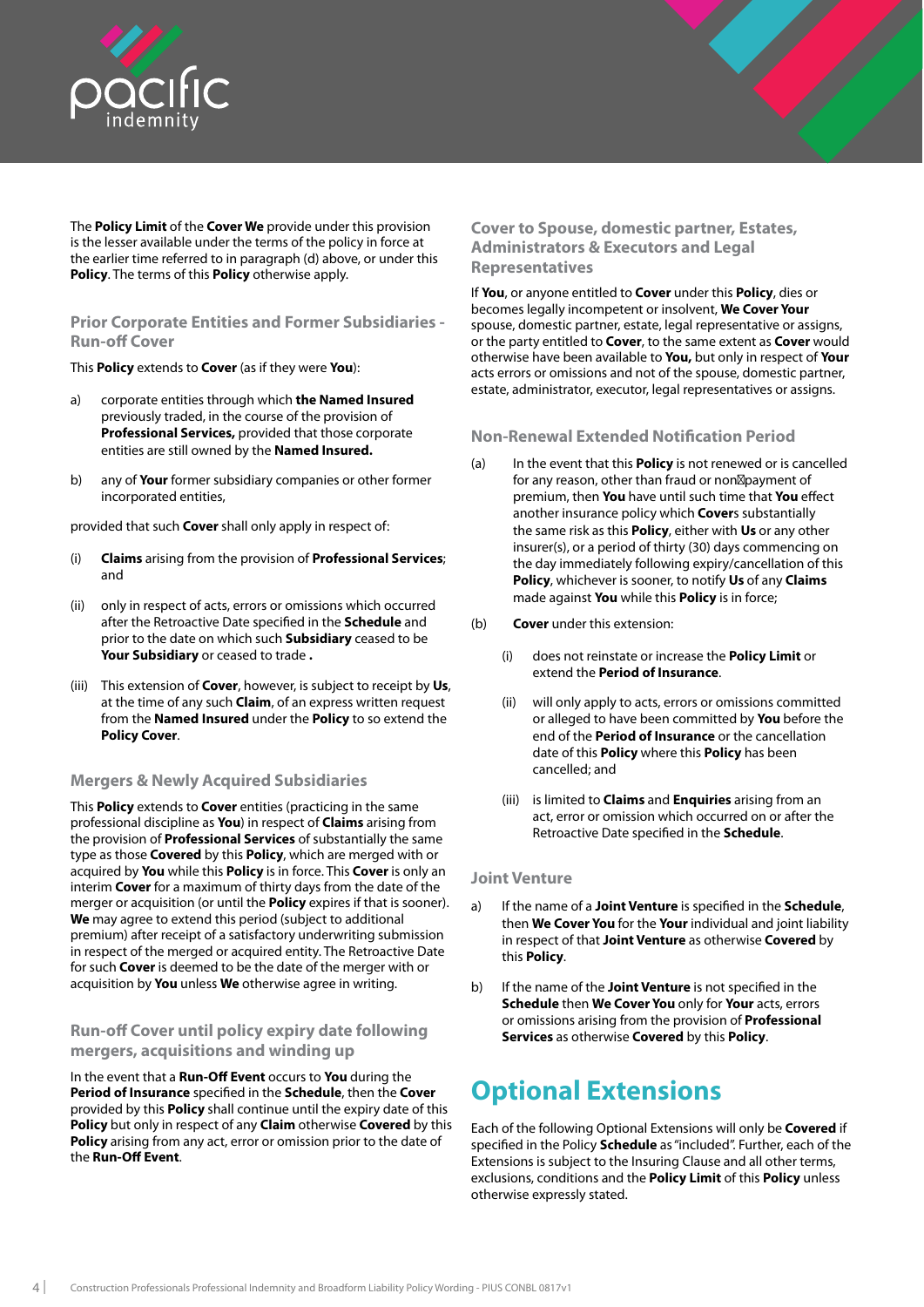The **Policy Limit** of the **Cover We** provide under this provision is the lesser available under the terms of the policy in force at the earlier time referred to in paragraph (d) above, or under this **Policy**. The terms of this **Policy** otherwise apply.

### Prior Corporate Entities and Former Subsidiaries - Run-off Cover

This **Policy** extends to **Cover** (as if they were **You**):

a) corporate entities through which **the Named Insured** previously traded, in the course of the provision of **Professional Services,** provided that those corporate entities are still owned by the **Named Insured.**

b) any of **Your** former subsidiary companies or other former incorporated entities,

provided that such **Cover** shall only apply in respect of:

(i) **Claims** arising from the provision of **Professional Services**; and

(ii) only in respect of acts, errors or omissions which occurred after the Retroactive Date specified in the **Schedule** and prior to the date on which such **Subsidiary** ceased to be **Your Subsidiary** or ceased to trade **.**

(iii) This extension of **Cover**, however, is subject to receipt by **Us**, at the time of any such **Claim**, of an express written request from the **Named Insured** under the **Policy** to so extend the **Policy Cover**.

### Mergers & Newly Acquired Subsidiaries

This **Policy** extends to **Cover** entities (practicing in the same professional discipline as **You**) in respect of **Claims** arising from the provision of **Professional Services** of substantially the same type as those **Covered** by this **Policy**, which are merged with or acquired by **You** while this **Policy** is in force. This **Cover** is only an interim **Cover** for a maximum of thirty days from the date of the merger or acquisition (or until the **Policy** expires if that is sooner). **We** may agree to extend this period (subject to additional premium) after receipt of a satisfactory underwriting submission in respect of the merged or acquired entity. The Retroactive Date for such **Cover** is deemed to be the date of the merger with or acquisition by **You** unless **We** otherwise agree in writing.

### Run-off Cover until policy expiry date following mergers, acquisitions and winding up

In the event that a **Run-Off Event** occurs to **You** during the **Period of Insurance** specified in the **Schedule**, then the **Cover** provided by this **Policy** shall continue until the expiry date of this **Policy** but only in respect of any **Claim** otherwise **Covered** by this **Policy** arising from any act, error or omission prior to the date of the **Run-Off Event**.

### Cover to Spouse, domestic partner, Estates, Administrators & Executors and Legal Representatives

If **You**, or anyone entitled to **Cover** under this **Policy**, dies or becomes legally incompetent or insolvent, **We Cover Your** spouse, domestic partner, estate, legal representative or assigns, or the party entitled to **Cover**, to the same extent as **Cover** would otherwise have been available to **You,** but only in respect of **Your** acts errors or omissions and not of the spouse, domestic partner, estate, administrator, executor, legal representatives or assigns.

### Non-Renewal Extended Notification Period

(a) In the event that this **Policy** is not renewed or is cancelled for any reason, other than fraud or non‑payment of premium, then **You** have until such time that **You** effect another insurance policy which **Cover**s substantially the same risk as this **Policy**, either with **Us** or any other insurer(s), or a period of thirty (30) days commencing on the day immediately following expiry/cancellation of this **Policy**, whichever is sooner, to notify **Us** of any **Claims** made against **You** while this **Policy** is in force;

(b) **Cover** under this extension:

(i) does not reinstate or increase the **Policy Limit** or extend the **Period of Insurance**.

(ii) will only apply to acts, errors or omissions committed or alleged to have been committed by **You** before the end of the **Period of Insurance** or the cancellation date of this **Policy** where this **Policy** has been cancelled; and

(iii) is limited to **Claims** and **Enquiries** arising from an act, error or omission which occurred on or after the Retroactive Date specified in the **Schedule**.

### Joint Venture

a) If the name of a **Joint Venture** is specified in the **Schedule**, then **We Cover You** for the **Your** individual and joint liability in respect of that **Joint Venture** as otherwise **Covered** by this **Policy**.

b) If the name of the **Joint Venture** is not specified in the **Schedule** then **We Cover You** only for **Your** acts, errors or omissions arising from the provision of **Professional Services** as otherwise **Covered** by this **Policy**.

## Optional Extensions

Each of the following Optional Extensions will only be **Covered** if specified in the Policy **Schedule** as "included". Further, each of the Extensions is subject to the Insuring Clause and all other terms, exclusions, conditions and the **Policy Limit** of this **Policy** unless otherwise expressly stated.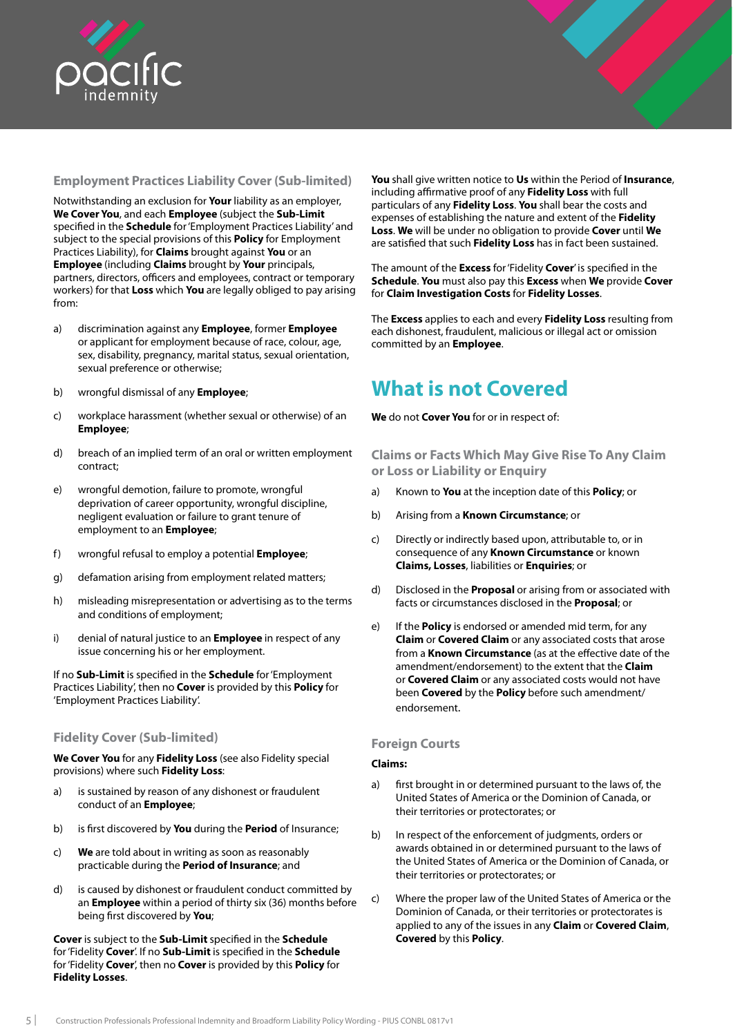### Employment Practices Liability Cover (Sub-limited)

Notwithstanding an exclusion for **Your** liability as an employer, **We Cover You**, and each **Employee** (subject the **Sub-Limit** specified in the **Schedule** for 'Employment Practices Liability' and subject to the special provisions of this **Policy** for Employment Practices Liability), for **Claims** brought against **You** or an **Employee** (including **Claims** brought by **Your** principals, partners, directors, officers and employees, contract or temporary workers) for that **Loss** which **You** are legally obliged to pay arising from:

a) discrimination against any **Employee**, former **Employee** or applicant for employment because of race, colour, age, sex, disability, pregnancy, marital status, sexual orientation, sexual preference or otherwise;

b) wrongful dismissal of any **Employee**;

c) workplace harassment (whether sexual or otherwise) of an **Employee**;

d) breach of an implied term of an oral or written employment contract;

e) wrongful demotion, failure to promote, wrongful deprivation of career opportunity, wrongful discipline, negligent evaluation or failure to grant tenure of employment to an **Employee**;

f) wrongful refusal to employ a potential **Employee**;

g) defamation arising from employment related matters;

h) misleading misrepresentation or advertising as to the terms and conditions of employment;

i) denial of natural justice to an **Employee** in respect of any issue concerning his or her employment.

If no **Sub-Limit** is specified in the **Schedule** for 'Employment Practices Liability', then no **Cover** is provided by this **Policy** for 'Employment Practices Liability'.

### Fidelity Cover (Sub-limited)

**We Cover You** for any **Fidelity Loss** (see also Fidelity special provisions) where such **Fidelity Loss**:

a) is sustained by reason of any dishonest or fraudulent conduct of an **Employee**;

b) is first discovered by **You** during the **Period** of Insurance;

c) **We** are told about in writing as soon as reasonably practicable during the **Period of Insurance**; and

d) is caused by dishonest or fraudulent conduct committed by an **Employee** within a period of thirty six (36) months before being first discovered by **You**;

**Cover** is subject to the **Sub-Limit** specified in the **Schedule** for 'Fidelity **Cover**'. If no **Sub-Limit** is specified in the **Schedule** for 'Fidelity **Cover**', then no **Cover** is provided by this **Policy** for **Fidelity Losses**.

**You** shall give written notice to **Us** within the Period of **Insurance**, including affirmative proof of any **Fidelity Loss** with full particulars of any **Fidelity Loss**. **You** shall bear the costs and expenses of establishing the nature and extent of the **Fidelity Loss**. **We** will be under no obligation to provide **Cover** until **We** are satisfied that such **Fidelity Loss** has in fact been sustained.

The amount of the **Excess** for 'Fidelity **Cover**' is specified in the **Schedule**. **You** must also pay this **Excess** when **We** provide **Cover** for **Claim Investigation Costs** for **Fidelity Losses**.

The **Excess** applies to each and every **Fidelity Loss** resulting from each dishonest, fraudulent, malicious or illegal act or omission committed by an **Employee**.

## What is not Covered

**We** do not **Cover You** for or in respect of:

### Claims or Facts Which May Give Rise To Any Claim or Loss or Liability or Enquiry

a) Known to **You** at the inception date of this **Policy**; or

b) Arising from a **Known Circumstance**; or

c) Directly or indirectly based upon, attributable to, or in consequence of any **Known Circumstance** or known **Claims, Losses**, liabilities or **Enquiries**; or

d) Disclosed in the **Proposal** or arising from or associated with facts or circumstances disclosed in the **Proposal**; or

e) If the **Policy** is endorsed or amended mid term, for any **Claim** or **Covered Claim** or any associated costs that arose from a **Known Circumstance** (as at the effective date of the amendment/endorsement) to the extent that the **Claim** or **Covered Claim** or any associated costs would not have been **Covered** by the **Policy** before such amendment/ endorsement.

### Foreign Courts

**Claims:**

a) first brought in or determined pursuant to the laws of, the United States of America or the Dominion of Canada, or their territories or protectorates; or

b) In respect of the enforcement of judgments, orders or awards obtained in or determined pursuant to the laws of the United States of America or the Dominion of Canada, or their territories or protectorates; or

c) Where the proper law of the United States of America or the Dominion of Canada, or their territories or protectorates is applied to any of the issues in any **Claim** or **Covered Claim**, **Covered** by this **Policy**.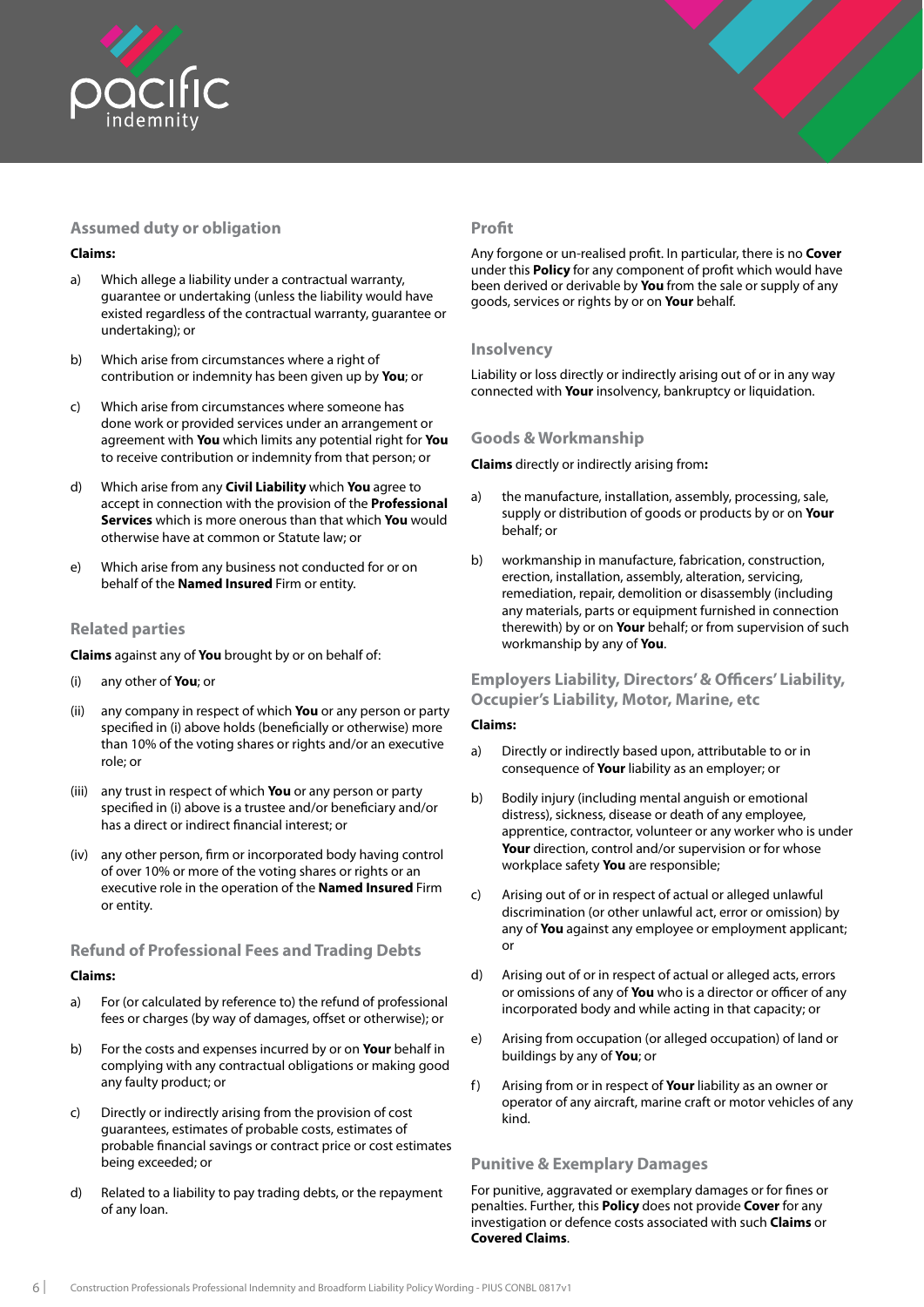### Assumed duty or obligation

**Claims:**

a) Which allege a liability under a contractual warranty, guarantee or undertaking (unless the liability would have existed regardless of the contractual warranty, guarantee or undertaking); or

b) Which arise from circumstances where a right of contribution or indemnity has been given up by **You**; or

c) Which arise from circumstances where someone has done work or provided services under an arrangement or agreement with **You** which limits any potential right for **You** to receive contribution or indemnity from that person; or

d) Which arise from any **Civil Liability** which **You** agree to accept in connection with the provision of the **Professional Services** which is more onerous than that which **You** would otherwise have at common or Statute law; or

e) Which arise from any business not conducted for or on behalf of the **Named Insured** Firm or entity.

### Related parties

**Claims** against any of **You** brought by or on behalf of:

(i) any other of **You**; or

(ii) any company in respect of which **You** or any person or party specified in (i) above holds (beneficially or otherwise) more than 10% of the voting shares or rights and/or an executive role; or

(iii) any trust in respect of which **You** or any person or party specified in (i) above is a trustee and/or beneficiary and/or has a direct or indirect financial interest; or

(iv) any other person, firm or incorporated body having control of over 10% or more of the voting shares or rights or an executive role in the operation of the **Named Insured** Firm or entity.

### Refund of Professional Fees and Trading Debts

**Claims:**

a) For (or calculated by reference to) the refund of professional fees or charges (by way of damages, offset or otherwise); or

b) For the costs and expenses incurred by or on **Your** behalf in complying with any contractual obligations or making good any faulty product; or

c) Directly or indirectly arising from the provision of cost guarantees, estimates of probable costs, estimates of probable financial savings or contract price or cost estimates being exceeded; or

d) Related to a liability to pay trading debts, or the repayment of any loan.

### Profit

Any forgone or un-realised profit. In particular, there is no **Cover** under this **Policy** for any component of profit which would have been derived or derivable by **You** from the sale or supply of any goods, services or rights by or on **Your** behalf.

### Insolvency

Liability or loss directly or indirectly arising out of or in any way connected with **Your** insolvency, bankruptcy or liquidation.

### Goods & Workmanship

**Claims** directly or indirectly arising from**:**

a) the manufacture, installation, assembly, processing, sale, supply or distribution of goods or products by or on **Your** behalf; or

b) workmanship in manufacture, fabrication, construction, erection, installation, assembly, alteration, servicing, remediation, repair, demolition or disassembly (including any materials, parts or equipment furnished in connection therewith) by or on **Your** behalf; or from supervision of such workmanship by any of **You**.

### Employers Liability, Directors' & Officers' Liability, Occupier's Liability, Motor, Marine, etc

**Claims:**

a) Directly or indirectly based upon, attributable to or in consequence of **Your** liability as an employer; or

b) Bodily injury (including mental anguish or emotional distress), sickness, disease or death of any employee, apprentice, contractor, volunteer or any worker who is under **Your** direction, control and/or supervision or for whose workplace safety **You** are responsible;

c) Arising out of or in respect of actual or alleged unlawful discrimination (or other unlawful act, error or omission) by any of **You** against any employee or employment applicant; or

d) Arising out of or in respect of actual or alleged acts, errors or omissions of any of **You** who is a director or officer of any incorporated body and while acting in that capacity; or

e) Arising from occupation (or alleged occupation) of land or buildings by any of **You**; or

f) Arising from or in respect of **Your** liability as an owner or operator of any aircraft, marine craft or motor vehicles of any kind.

### Punitive & Exemplary Damages

For punitive, aggravated or exemplary damages or for fines or penalties. Further, this **Policy** does not provide **Cover** for any investigation or defence costs associated with such **Claims** or **Covered Claims**.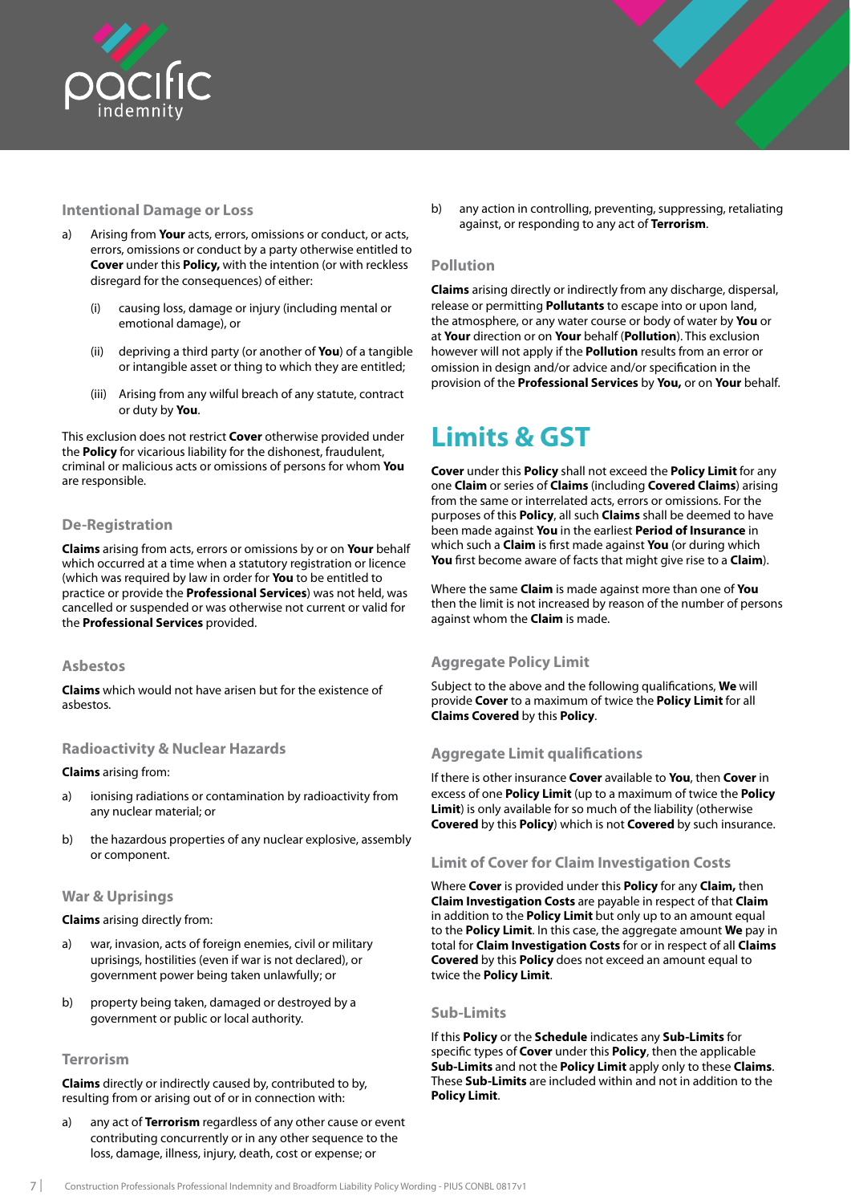### Intentional Damage or Loss

a) Arising from **Your** acts, errors, omissions or conduct, or acts, errors, omissions or conduct by a party otherwise entitled to **Cover** under this **Policy,** with the intention (or with reckless disregard for the consequences) of either:

   (i) causing loss, damage or injury (including mental or emotional damage), or

   (ii) depriving a third party (or another of **You**) of a tangible or intangible asset or thing to which they are entitled;

   (iii) Arising from any wilful breach of any statute, contract or duty by **You**.

This exclusion does not restrict **Cover** otherwise provided under the **Policy** for vicarious liability for the dishonest, fraudulent, criminal or malicious acts or omissions of persons for whom **You** are responsible.

### De-Registration

**Claims** arising from acts, errors or omissions by or on **Your** behalf which occurred at a time when a statutory registration or licence (which was required by law in order for **You** to be entitled to practice or provide the **Professional Services**) was not held, was cancelled or suspended or was otherwise not current or valid for the **Professional Services** provided.

### Asbestos

**Claims** which would not have arisen but for the existence of asbestos.

### Radioactivity & Nuclear Hazards

**Claims** arising from:

a) ionising radiations or contamination by radioactivity from any nuclear material; or

b) the hazardous properties of any nuclear explosive, assembly or component.

### War & Uprisings

**Claims** arising directly from:

a) war, invasion, acts of foreign enemies, civil or military uprisings, hostilities (even if war is not declared), or government power being taken unlawfully; or

b) property being taken, damaged or destroyed by a government or public or local authority.

### Terrorism

**Claims** directly or indirectly caused by, contributed to by, resulting from or arising out of or in connection with:

a) any act of **Terrorism** regardless of any other cause or event contributing concurrently or in any other sequence to the loss, damage, illness, injury, death, cost or expense; or

b) any action in controlling, preventing, suppressing, retaliating against, or responding to any act of **Terrorism**.

### Pollution

**Claims** arising directly or indirectly from any discharge, dispersal, release or permitting **Pollutants** to escape into or upon land, the atmosphere, or any water course or body of water by **You** or at **Your** direction or on **Your** behalf (**Pollution**). This exclusion however will not apply if the **Pollution** results from an error or omission in design and/or advice and/or specification in the provision of the **Professional Services** by **You,** or on **Your** behalf.

## Limits & GST

**Cover** under this **Policy** shall not exceed the **Policy Limit** for any one **Claim** or series of **Claims** (including **Covered Claims**) arising from the same or interrelated acts, errors or omissions. For the purposes of this **Policy**, all such **Claims** shall be deemed to have been made against **You** in the earliest **Period of Insurance** in which such a **Claim** is first made against **You** (or during which **You** first become aware of facts that might give rise to a **Claim**).

Where the same **Claim** is made against more than one of **You** then the limit is not increased by reason of the number of persons against whom the **Claim** is made.

### Aggregate Policy Limit

Subject to the above and the following qualifications, **We** will provide **Cover** to a maximum of twice the **Policy Limit** for all **Claims Covered** by this **Policy**.

### Aggregate Limit qualifications

If there is other insurance **Cover** available to **You**, then **Cover** in excess of one **Policy Limit** (up to a maximum of twice the **Policy Limit**) is only available for so much of the liability (otherwise **Covered** by this **Policy**) which is not **Covered** by such insurance.

### Limit of Cover for Claim Investigation Costs

Where **Cover** is provided under this **Policy** for any **Claim,** then **Claim Investigation Costs** are payable in respect of that **Claim** in addition to the **Policy Limit** but only up to an amount equal to the **Policy Limit**. In this case, the aggregate amount **We** pay in total for **Claim Investigation Costs** for or in respect of all **Claims Covered** by this **Policy** does not exceed an amount equal to twice the **Policy Limit**.

### Sub-Limits

If this **Policy** or the **Schedule** indicates any **Sub-Limits** for specific types of **Cover** under this **Policy**, then the applicable **Sub-Limits** and not the **Policy Limit** apply only to these **Claims**. These **Sub-Limits** are included within and not in addition to the **Policy Limit**.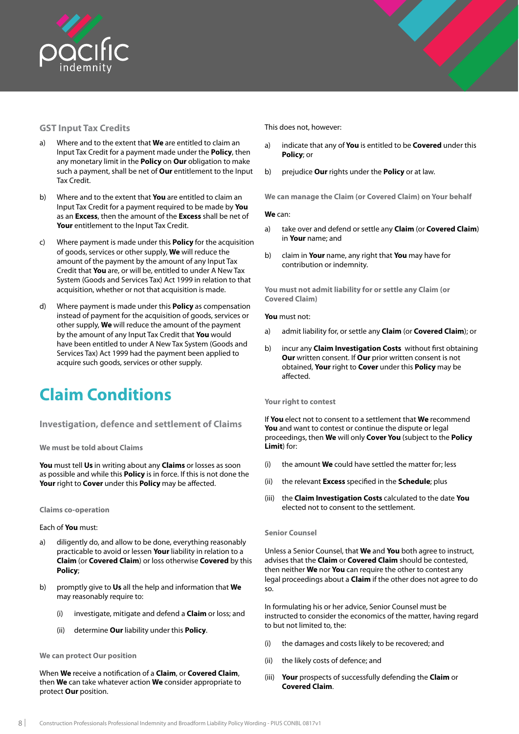### GST Input Tax Credits

a) Where and to the extent that **We** are entitled to claim an Input Tax Credit for a payment made under the **Policy**, then any monetary limit in the **Policy** on **Our** obligation to make such a payment, shall be net of **Our** entitlement to the Input Tax Credit.

b) Where and to the extent that **You** are entitled to claim an Input Tax Credit for a payment required to be made by **You** as an **Excess**, then the amount of the **Excess** shall be net of **Your** entitlement to the Input Tax Credit.

c) Where payment is made under this **Policy** for the acquisition of goods, services or other supply, **We** will reduce the amount of the payment by the amount of any Input Tax Credit that **You** are, or will be, entitled to under A New Tax System (Goods and Services Tax) Act 1999 in relation to that acquisition, whether or not that acquisition is made.

d) Where payment is made under this **Policy** as compensation instead of payment for the acquisition of goods, services or other supply, **We** will reduce the amount of the payment by the amount of any Input Tax Credit that **You** would have been entitled to under A New Tax System (Goods and Services Tax) Act 1999 had the payment been applied to acquire such goods, services or other supply.

# Claim Conditions

## Investigation, defence and settlement of Claims

#### We must be told about Claims

**You** must tell **Us** in writing about any **Claims** or losses as soon as possible and while this **Policy** is in force. If this is not done the **Your** right to **Cover** under this **Policy** may be affected.

#### Claims co-operation

Each of **You** must:

a) diligently do, and allow to be done, everything reasonably practicable to avoid or lessen **Your** liability in relation to a **Claim** (or **Covered Claim**) or loss otherwise **Covered** by this **Policy**;

b) promptly give to **Us** all the help and information that **We** may reasonably require to:

   (i) investigate, mitigate and defend a **Claim** or loss; and

   (ii) determine **Our** liability under this **Policy**.

#### We can protect Our position

When **We** receive a notification of a **Claim**, or **Covered Claim**, then **We** can take whatever action **We** consider appropriate to protect **Our** position.

This does not, however:

a) indicate that any of **You** is entitled to be **Covered** under this **Policy**; or

b) prejudice **Our** rights under the **Policy** or at law.

#### We can manage the Claim (or Covered Claim) on Your behalf

**We** can:

a) take over and defend or settle any **Claim** (or **Covered Claim**) in **Your** name; and

b) claim in **Your** name, any right that **You** may have for contribution or indemnity.

#### You must not admit liability for or settle any Claim (or Covered Claim)

**You** must not:

a) admit liability for, or settle any **Claim** (or **Covered Claim**); or

b) incur any **Claim Investigation Costs** without first obtaining **Our** written consent. If **Our** prior written consent is not obtained, **Your** right to **Cover** under this **Policy** may be affected.

#### Your right to contest

If **You** elect not to consent to a settlement that **We** recommend **You** and want to contest or continue the dispute or legal proceedings, then **We** will only **Cover You** (subject to the **Policy Limit**) for:

(i) the amount **We** could have settled the matter for; less

(ii) the relevant **Excess** specified in the **Schedule**; plus

(iii) the **Claim Investigation Costs** calculated to the date **You** elected not to consent to the settlement.

#### Senior Counsel

Unless a Senior Counsel, that **We** and **You** both agree to instruct, advises that the **Claim** or **Covered Claim** should be contested, then neither **We** nor **You** can require the other to contest any legal proceedings about a **Claim** if the other does not agree to do so.

In formulating his or her advice, Senior Counsel must be instructed to consider the economics of the matter, having regard to but not limited to, the:

(i) the damages and costs likely to be recovered; and

(ii) the likely costs of defence; and

(iii) **Your** prospects of successfully defending the **Claim** or **Covered Claim**.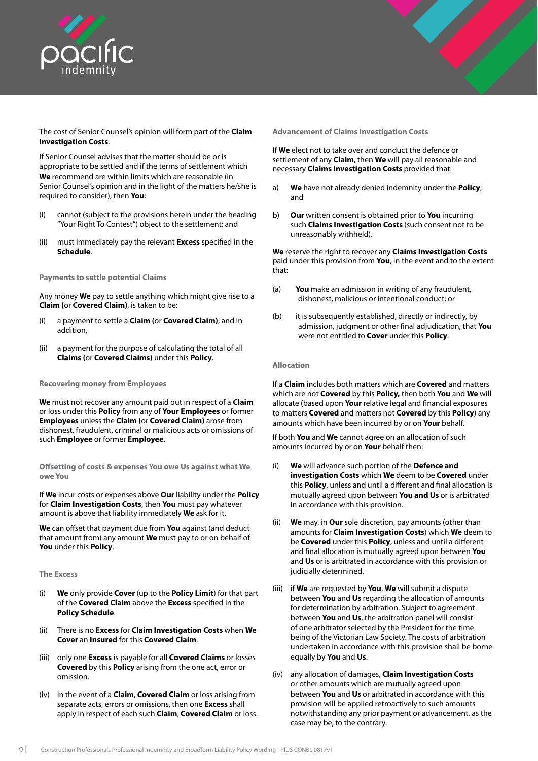The cost of Senior Counsel's opinion will form part of the **Claim Investigation Costs**.

If Senior Counsel advises that the matter should be or is appropriate to be settled and if the terms of settlement which **We** recommend are within limits which are reasonable (in Senior Counsel's opinion and in the light of the matters he/she is required to consider), then **You**:

(i) cannot (subject to the provisions herein under the heading "Your Right To Contest") object to the settlement; and

(ii) must immediately pay the relevant **Excess** specified in the **Schedule**.

### Payments to settle potential Claims

Any money **We** pay to settle anything which might give rise to a **Claim (**or **Covered Claim)**, is taken to be:

(i) a payment to settle a **Claim (**or **Covered Claim)**; and in addition,

(ii) a payment for the purpose of calculating the total of all **Claims (**or **Covered Claims)** under this **Policy**.

### Recovering money from Employees

**We** must not recover any amount paid out in respect of a **Claim** or loss under this **Policy** from any of **Your Employees** or former **Employees** unless the **Claim (**or **Covered Claim)** arose from dishonest, fraudulent, criminal or malicious acts or omissions of such **Employee** or former **Employee**.

### Offsetting of costs & expenses You owe Us against what We owe You

If **We** incur costs or expenses above **Our** liability under the **Policy** for **Claim Investigation Costs**, then **You** must pay whatever amount is above that liability immediately **We** ask for it.

**We** can offset that payment due from **You** against (and deduct that amount from) any amount **We** must pay to or on behalf of **You** under this **Policy**.

### The Excess

(i) **We** only provide **Cover** (up to the **Policy Limit**) for that part of the **Covered Claim** above the **Excess** specified in the **Policy Schedule**.

(ii) There is no **Excess** for **Claim Investigation Costs** when **We Cover** an **Insured** for this **Covered Claim**.

(iii) only one **Excess** is payable for all **Covered Claims** or losses **Covered** by this **Policy** arising from the one act, error or omission.

(iv) in the event of a **Claim**, **Covered Claim** or loss arising from separate acts, errors or omissions, then one **Excess** shall apply in respect of each such **Claim**, **Covered Claim** or loss.

### Advancement of Claims Investigation Costs

If **We** elect not to take over and conduct the defence or settlement of any **Claim**, then **We** will pay all reasonable and necessary **Claims Investigation Costs** provided that:

a) **We** have not already denied indemnity under the **Policy**; and

b) **Our** written consent is obtained prior to **You** incurring such **Claims Investigation Costs** (such consent not to be unreasonably withheld).

**We** reserve the right to recover any **Claims Investigation Costs** paid under this provision from **You**, in the event and to the extent that:

(a) **You** make an admission in writing of any fraudulent, dishonest, malicious or intentional conduct; or

(b) it is subsequently established, directly or indirectly, by admission, judgment or other final adjudication, that **You** were not entitled to **Cover** under this **Policy**.

### Allocation

If a **Claim** includes both matters which are **Covered** and matters which are not **Covered** by this **Policy,** then both **You** and **We** will allocate (based upon **Your** relative legal and financial exposures to matters **Covered** and matters not **Covered** by this **Policy**) any amounts which have been incurred by or on **Your** behalf.

If both **You** and **We** cannot agree on an allocation of such amounts incurred by or on **Your** behalf then:

(i) **We** will advance such portion of the **Defence and investigation Costs** which **We** deem to be **Covered** under this **Policy**, unless and until a different and final allocation is mutually agreed upon between **You and Us** or is arbitrated in accordance with this provision.

(ii) **We** may, in **Our** sole discretion, pay amounts (other than amounts for **Claim Investigation Costs**) which **We** deem to be **Covered** under this **Policy**, unless and until a different and final allocation is mutually agreed upon between **You** and **Us** or is arbitrated in accordance with this provision or judicially determined.

(iii) if **We** are requested by **You**, **We** will submit a dispute between **You** and **Us** regarding the allocation of amounts for determination by arbitration. Subject to agreement between **You** and **Us**, the arbitration panel will consist of one arbitrator selected by the President for the time being of the Victorian Law Society. The costs of arbitration undertaken in accordance with this provision shall be borne equally by **You** and **Us**.

(iv) any allocation of damages, **Claim Investigation Costs** or other amounts which are mutually agreed upon between **You** and **Us** or arbitrated in accordance with this provision will be applied retroactively to such amounts notwithstanding any prior payment or advancement, as the case may be, to the contrary.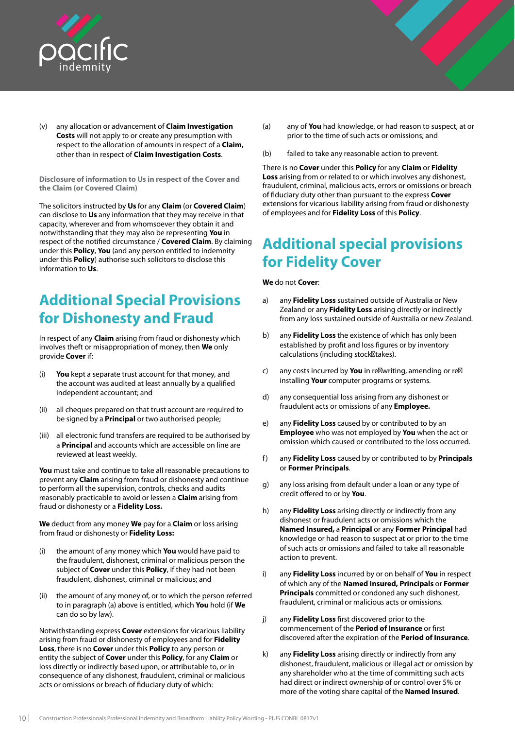(v) any allocation or advancement of **Claim Investigation Costs** will not apply to or create any presumption with respect to the allocation of amounts in respect of a **Claim,** other than in respect of **Claim Investigation Costs**.

**Disclosure of information to Us in respect of the Cover and the Claim (or Covered Claim)**

The solicitors instructed by **Us** for any **Claim** (or **Covered Claim**) can disclose to **Us** any information that they may receive in that capacity, wherever and from whomsoever they obtain it and notwithstanding that they may also be representing **You** in respect of the notified circumstance / **Covered Claim**. By claiming under this **Policy**, **You** (and any person entitled to indemnity under this **Policy**) authorise such solicitors to disclose this information to **Us**.

## Additional Special Provisions for Dishonesty and Fraud

In respect of any **Claim** arising from fraud or dishonesty which involves theft or misappropriation of money, then **We** only provide **Cover** if:

(i) **You** kept a separate trust account for that money, and the account was audited at least annually by a qualified independent accountant; and

(ii) all cheques prepared on that trust account are required to be signed by a **Principal** or two authorised people;

(iii) all electronic fund transfers are required to be authorised by a **Principal** and accounts which are accessible on line are reviewed at least weekly.

**You** must take and continue to take all reasonable precautions to prevent any **Claim** arising from fraud or dishonesty and continue to perform all the supervision, controls, checks and audits reasonably practicable to avoid or lessen a **Claim** arising from fraud or dishonesty or a **Fidelity Loss.**

**We** deduct from any money **We** pay for a **Claim** or loss arising from fraud or dishonesty or **Fidelity Loss:**

(i) the amount of any money which **You** would have paid to the fraudulent, dishonest, criminal or malicious person the subject of **Cover** under this **Policy**, if they had not been fraudulent, dishonest, criminal or malicious; and

(ii) the amount of any money of, or to which the person referred to in paragraph (a) above is entitled, which **You** hold (if **We** can do so by law).

Notwithstanding express **Cover** extensions for vicarious liability arising from fraud or dishonesty of employees and for **Fidelity Loss**, there is no **Cover** under this **Policy** to any person or entity the subject of **Cover** under this **Policy**, for any **Claim** or loss directly or indirectly based upon, or attributable to, or in consequence of any dishonest, fraudulent, criminal or malicious acts or omissions or breach of fiduciary duty of which:

(a) any of **You** had knowledge, or had reason to suspect, at or prior to the time of such acts or omissions; and

(b) failed to take any reasonable action to prevent.

There is no **Cover** under this **Policy** for any **Claim** or **Fidelity Loss** arising from or related to or which involves any dishonest, fraudulent, criminal, malicious acts, errors or omissions or breach of fiduciary duty other than pursuant to the express **Cover** extensions for vicarious liability arising from fraud or dishonesty of employees and for **Fidelity Loss** of this **Policy**.

## Additional special provisions for Fidelity Cover

**We** do not **Cover**:

a) any **Fidelity Loss** sustained outside of Australia or New Zealand or any **Fidelity Loss** arising directly or indirectly from any loss sustained outside of Australia or new Zealand.

b) any **Fidelity Loss** the existence of which has only been established by profit and loss figures or by inventory calculations (including stock-takes).

c) any costs incurred by **You** in re-writing, amending or re-installing **Your** computer programs or systems.

d) any consequential loss arising from any dishonest or fraudulent acts or omissions of any **Employee.**

e) any **Fidelity Loss** caused by or contributed to by an **Employee** who was not employed by **You** when the act or omission which caused or contributed to the loss occurred.

f) any **Fidelity Loss** caused by or contributed to by **Principals** or **Former Principals**.

g) any loss arising from default under a loan or any type of credit offered to or by **You**.

h) any **Fidelity Loss** arising directly or indirectly from any dishonest or fraudulent acts or omissions which the **Named Insured,** a **Principal** or any **Former Principal** had knowledge or had reason to suspect at or prior to the time of such acts or omissions and failed to take all reasonable action to prevent.

i) any **Fidelity Loss** incurred by or on behalf of **You** in respect of which any of the **Named Insured, Principals** or **Former Principals** committed or condoned any such dishonest, fraudulent, criminal or malicious acts or omissions.

j) any **Fidelity Loss** first discovered prior to the commencement of the **Period of Insurance** or first discovered after the expiration of the **Period of Insurance**.

k) any **Fidelity Loss** arising directly or indirectly from any dishonest, fraudulent, malicious or illegal act or omission by any shareholder who at the time of committing such acts had direct or indirect ownership of or control over 5% or more of the voting share capital of the **Named Insured**.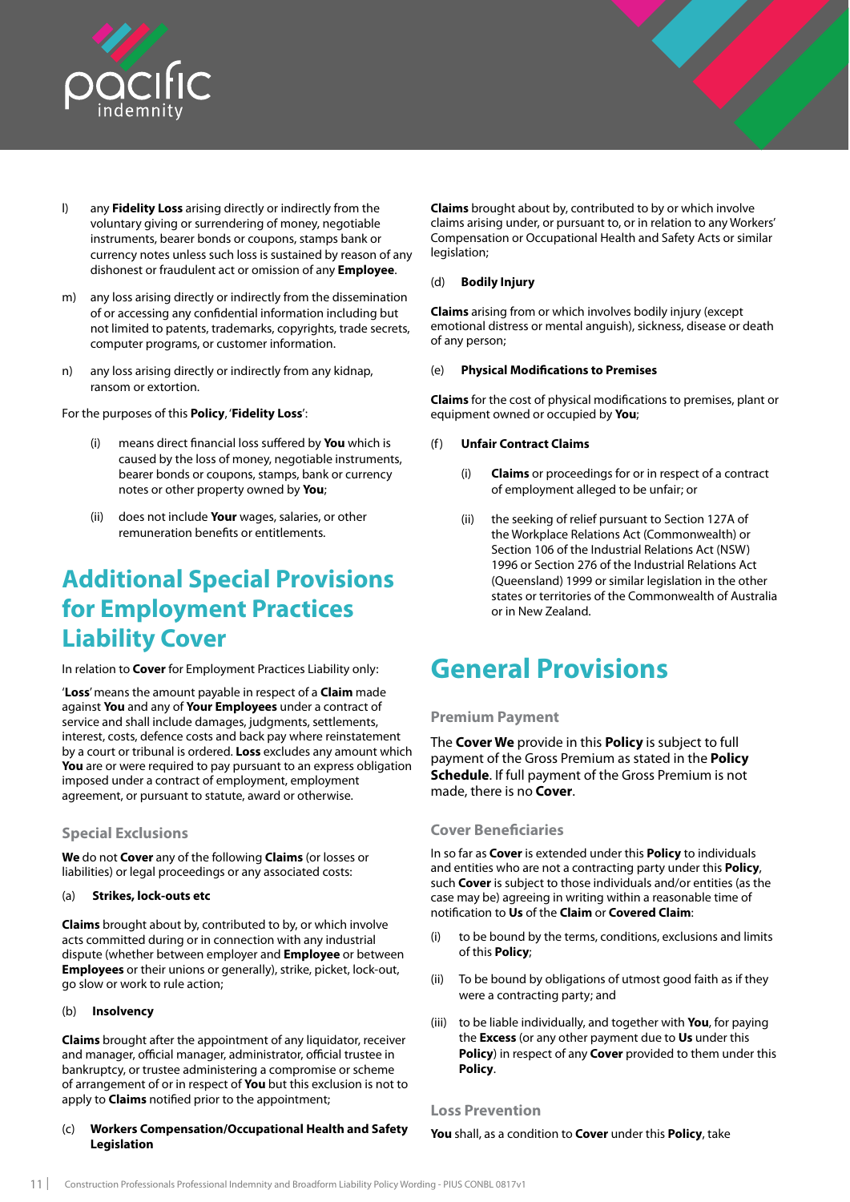l) any **Fidelity Loss** arising directly or indirectly from the voluntary giving or surrendering of money, negotiable instruments, bearer bonds or coupons, stamps bank or currency notes unless such loss is sustained by reason of any dishonest or fraudulent act or omission of any **Employee**.

m) any loss arising directly or indirectly from the dissemination of or accessing any confidential information including but not limited to patents, trademarks, copyrights, trade secrets, computer programs, or customer information.

n) any loss arising directly or indirectly from any kidnap, ransom or extortion.

For the purposes of this **Policy**, '**Fidelity Loss**':

(i) means direct financial loss suffered by **You** which is caused by the loss of money, negotiable instruments, bearer bonds or coupons, stamps, bank or currency notes or other property owned by **You**;

(ii) does not include **Your** wages, salaries, or other remuneration benefits or entitlements.

# Additional Special Provisions for Employment Practices Liability Cover

In relation to **Cover** for Employment Practices Liability only:

'**Loss**' means the amount payable in respect of a **Claim** made against **You** and any of **Your Employees** under a contract of service and shall include damages, judgments, settlements, interest, costs, defence costs and back pay where reinstatement by a court or tribunal is ordered. **Loss** excludes any amount which **You** are or were required to pay pursuant to an express obligation imposed under a contract of employment, employment agreement, or pursuant to statute, award or otherwise.

## Special Exclusions

**We** do not **Cover** any of the following **Claims** (or losses or liabilities) or legal proceedings or any associated costs:

(a) **Strikes, lock-outs etc**

**Claims** brought about by, contributed to by, or which involve acts committed during or in connection with any industrial dispute (whether between employer and **Employee** or between **Employees** or their unions or generally), strike, picket, lock-out, go slow or work to rule action;

(b) **Insolvency**

**Claims** brought after the appointment of any liquidator, receiver and manager, official manager, administrator, official trustee in bankruptcy, or trustee administering a compromise or scheme of arrangement of or in respect of **You** but this exclusion is not to apply to **Claims** notified prior to the appointment;

(c) **Workers Compensation/Occupational Health and Safety Legislation**

**Claims** brought about by, contributed to by or which involve claims arising under, or pursuant to, or in relation to any Workers' Compensation or Occupational Health and Safety Acts or similar legislation;

(d) **Bodily Injury**

**Claims** arising from or which involves bodily injury (except emotional distress or mental anguish), sickness, disease or death of any person;

(e) **Physical Modifications to Premises**

**Claims** for the cost of physical modifications to premises, plant or equipment owned or occupied by **You**;

(f) **Unfair Contract Claims**

(i) **Claims** or proceedings for or in respect of a contract of employment alleged to be unfair; or

(ii) the seeking of relief pursuant to Section 127A of the Workplace Relations Act (Commonwealth) or Section 106 of the Industrial Relations Act (NSW) 1996 or Section 276 of the Industrial Relations Act (Queensland) 1999 or similar legislation in the other states or territories of the Commonwealth of Australia or in New Zealand.

# General Provisions

## Premium Payment

The **Cover We** provide in this **Policy** is subject to full payment of the Gross Premium as stated in the **Policy Schedule**. If full payment of the Gross Premium is not made, there is no **Cover**.

## Cover Beneficiaries

In so far as **Cover** is extended under this **Policy** to individuals and entities who are not a contracting party under this **Policy**, such **Cover** is subject to those individuals and/or entities (as the case may be) agreeing in writing within a reasonable time of notification to **Us** of the **Claim** or **Covered Claim**:

(i) to be bound by the terms, conditions, exclusions and limits of this **Policy**;

(ii) To be bound by obligations of utmost good faith as if they were a contracting party; and

(iii) to be liable individually, and together with **You**, for paying the **Excess** (or any other payment due to **Us** under this **Policy**) in respect of any **Cover** provided to them under this **Policy**.

## Loss Prevention

**You** shall, as a condition to **Cover** under this **Policy**, take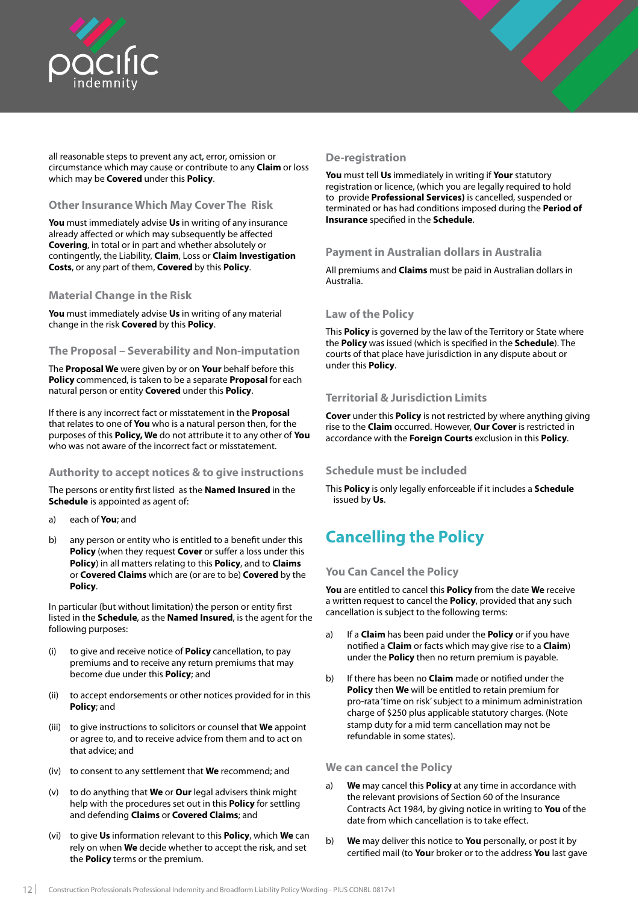all reasonable steps to prevent any act, error, omission or circumstance which may cause or contribute to any **Claim** or loss which may be **Covered** under this **Policy**.

### Other Insurance Which May Cover The Risk

**You** must immediately advise **Us** in writing of any insurance already affected or which may subsequently be affected **Covering**, in total or in part and whether absolutely or contingently, the Liability, **Claim**, Loss or **Claim Investigation Costs**, or any part of them, **Covered** by this **Policy**.

### Material Change in the Risk

**You** must immediately advise **Us** in writing of any material change in the risk **Covered** by this **Policy**.

### The Proposal – Severability and Non-imputation

The **Proposal We** were given by or on **Your** behalf before this **Policy** commenced, is taken to be a separate **Proposal** for each natural person or entity **Covered** under this **Policy**.

If there is any incorrect fact or misstatement in the **Proposal** that relates to one of **You** who is a natural person then, for the purposes of this **Policy, We** do not attribute it to any other of **You** who was not aware of the incorrect fact or misstatement.

### Authority to accept notices & to give instructions

The persons or entity first listed as the **Named Insured** in the **Schedule** is appointed as agent of:

a) each of **You**; and

b) any person or entity who is entitled to a benefit under this **Policy** (when they request **Cover** or suffer a loss under this **Policy**) in all matters relating to this **Policy**, and to **Claims** or **Covered Claims** which are (or are to be) **Covered** by the **Policy**.

In particular (but without limitation) the person or entity first listed in the **Schedule**, as the **Named Insured**, is the agent for the following purposes:

(i) to give and receive notice of **Policy** cancellation, to pay premiums and to receive any return premiums that may become due under this **Policy**; and

(ii) to accept endorsements or other notices provided for in this **Policy**; and

(iii) to give instructions to solicitors or counsel that **We** appoint or agree to, and to receive advice from them and to act on that advice; and

(iv) to consent to any settlement that **We** recommend; and

(v) to do anything that **We** or **Our** legal advisers think might help with the procedures set out in this **Policy** for settling and defending **Claims** or **Covered Claims**; and

(vi) to give **Us** information relevant to this **Policy**, which **We** can rely on when **We** decide whether to accept the risk, and set the **Policy** terms or the premium.

### De-registration

**You** must tell **Us** immediately in writing if **Your** statutory registration or licence, (which you are legally required to hold to provide **Professional Services)** is cancelled, suspended or terminated or has had conditions imposed during the **Period of Insurance** specified in the **Schedule**.

### Payment in Australian dollars in Australia

All premiums and **Claims** must be paid in Australian dollars in Australia.

### Law of the Policy

This **Policy** is governed by the law of the Territory or State where the **Policy** was issued (which is specified in the **Schedule**). The courts of that place have jurisdiction in any dispute about or under this **Policy**.

### Territorial & Jurisdiction Limits

**Cover** under this **Policy** is not restricted by where anything giving rise to the **Claim** occurred. However, **Our Cover** is restricted in accordance with the **Foreign Courts** exclusion in this **Policy**.

### Schedule must be included

This **Policy** is only legally enforceable if it includes a **Schedule** issued by **Us**.

## Cancelling the Policy

### You Can Cancel the Policy

**You** are entitled to cancel this **Policy** from the date **We** receive a written request to cancel the **Policy**, provided that any such cancellation is subject to the following terms:

a) If a **Claim** has been paid under the **Policy** or if you have notified a **Claim** or facts which may give rise to a **Claim**) under the **Policy** then no return premium is payable.

b) If there has been no **Claim** made or notified under the **Policy** then **We** will be entitled to retain premium for pro-rata 'time on risk' subject to a minimum administration charge of $250 plus applicable statutory charges. (Note stamp duty for a mid term cancellation may not be refundable in some states).

### We can cancel the Policy

a) **We** may cancel this **Policy** at any time in accordance with the relevant provisions of Section 60 of the Insurance Contracts Act 1984, by giving notice in writing to **You** of the date from which cancellation is to take effect.

b) **We** may deliver this notice to **You** personally, or post it by certified mail (to **Your** broker or to the address **You** last gave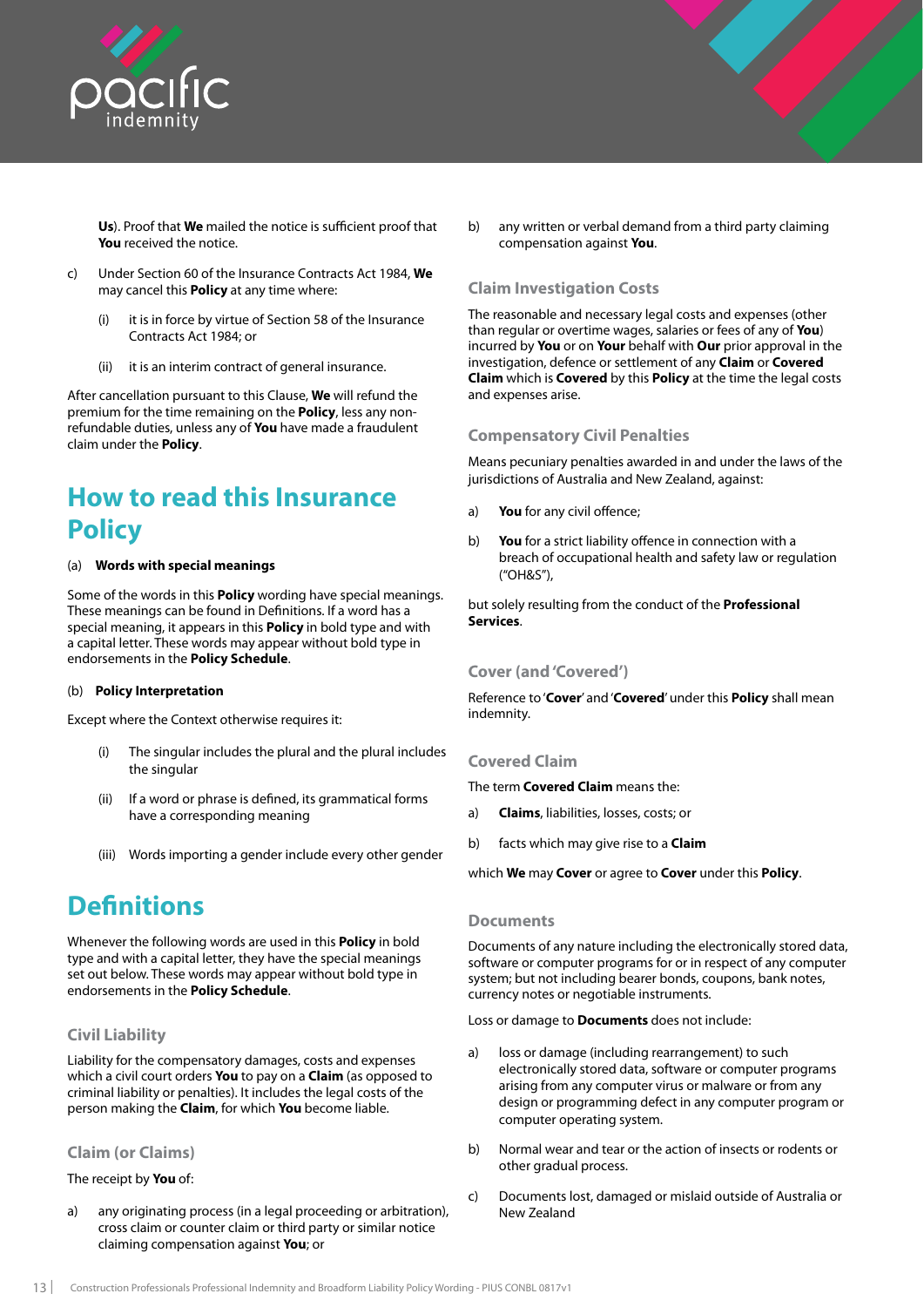**Us**). Proof that **We** mailed the notice is sufficient proof that **You** received the notice.

c) Under Section 60 of the Insurance Contracts Act 1984, **We** may cancel this **Policy** at any time where:

   (i) it is in force by virtue of Section 58 of the Insurance Contracts Act 1984; or

   (ii) it is an interim contract of general insurance.

After cancellation pursuant to this Clause, **We** will refund the premium for the time remaining on the **Policy**, less any non-refundable duties, unless any of **You** have made a fraudulent claim under the **Policy**.

# How to read this Insurance Policy

(a) **Words with special meanings**

Some of the words in this **Policy** wording have special meanings. These meanings can be found in Definitions. If a word has a special meaning, it appears in this **Policy** in bold type and with a capital letter. These words may appear without bold type in endorsements in the **Policy Schedule**.

(b) **Policy Interpretation**

Except where the Context otherwise requires it:

   (i) The singular includes the plural and the plural includes the singular

   (ii) If a word or phrase is defined, its grammatical forms have a corresponding meaning

   (iii) Words importing a gender include every other gender

# Definitions

Whenever the following words are used in this **Policy** in bold type and with a capital letter, they have the special meanings set out below. These words may appear without bold type in endorsements in the **Policy Schedule**.

### Civil Liability

Liability for the compensatory damages, costs and expenses which a civil court orders **You** to pay on a **Claim** (as opposed to criminal liability or penalties). It includes the legal costs of the person making the **Claim**, for which **You** become liable.

### Claim (or Claims)

The receipt by **You** of:

a) any originating process (in a legal proceeding or arbitration), cross claim or counter claim or third party or similar notice claiming compensation against **You**; or

b) any written or verbal demand from a third party claiming compensation against **You**.

### Claim Investigation Costs

The reasonable and necessary legal costs and expenses (other than regular or overtime wages, salaries or fees of any of **You**) incurred by **You** or on **Your** behalf with **Our** prior approval in the investigation, defence or settlement of any **Claim** or **Covered Claim** which is **Covered** by this **Policy** at the time the legal costs and expenses arise.

### Compensatory Civil Penalties

Means pecuniary penalties awarded in and under the laws of the jurisdictions of Australia and New Zealand, against:

a) **You** for any civil offence;

b) **You** for a strict liability offence in connection with a breach of occupational health and safety law or regulation ("OH&S"),

but solely resulting from the conduct of the **Professional Services**.

### Cover (and 'Covered')

Reference to '**Cover**' and '**Covered**' under this **Policy** shall mean indemnity.

### Covered Claim

The term **Covered Claim** means the:

a) **Claims**, liabilities, losses, costs; or

b) facts which may give rise to a **Claim**

which **We** may **Cover** or agree to **Cover** under this **Policy**.

### Documents

Documents of any nature including the electronically stored data, software or computer programs for or in respect of any computer system; but not including bearer bonds, coupons, bank notes, currency notes or negotiable instruments.

Loss or damage to **Documents** does not include:

a) loss or damage (including rearrangement) to such electronically stored data, software or computer programs arising from any computer virus or malware or from any design or programming defect in any computer program or computer operating system.

b) Normal wear and tear or the action of insects or rodents or other gradual process.

c) Documents lost, damaged or mislaid outside of Australia or New Zealand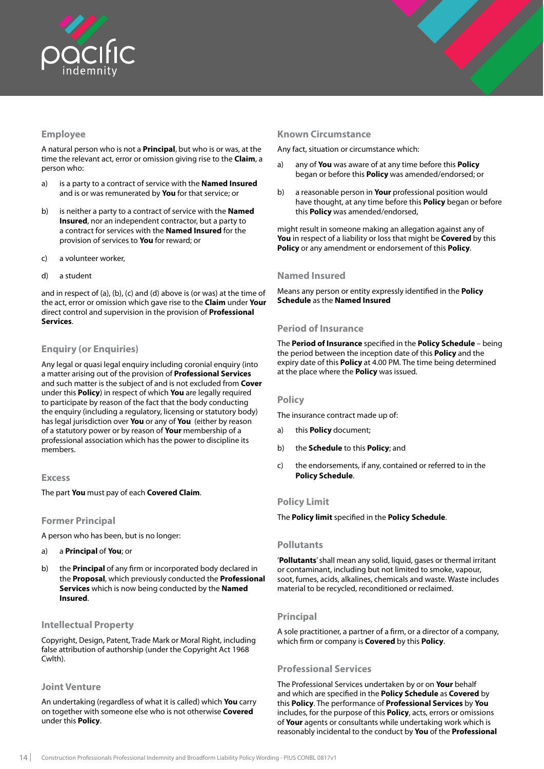## Employee

A natural person who is not a **Principal**, but who is or was, at the time the relevant act, error or omission giving rise to the **Claim**, a person who:

a) is a party to a contract of service with the **Named Insured** and is or was remunerated by **You** for that service; or

b) is neither a party to a contract of service with the **Named Insured**, nor an independent contractor, but a party to a contract for services with the **Named Insured** for the provision of services to **You** for reward; or

c) a volunteer worker,

d) a student

and in respect of (a), (b), (c) and (d) above is (or was) at the time of the act, error or omission which gave rise to the **Claim** under **Your** direct control and supervision in the provision of **Professional Services**.

## Enquiry (or Enquiries)

Any legal or quasi legal enquiry including coronial enquiry (into a matter arising out of the provision of **Professional Services** and such matter is the subject of and is not excluded from **Cover** under this **Policy**) in respect of which **You** are legally required to participate by reason of the fact that the body conducting the enquiry (including a regulatory, licensing or statutory body) has legal jurisdiction over **You** or any of **You** (either by reason of a statutory power or by reason of **Your** membership of a professional association which has the power to discipline its members.

## Excess

The part **You** must pay of each **Covered Claim**.

## Former Principal

A person who has been, but is no longer:

a) a **Principal** of **You**; or

b) the **Principal** of any firm or incorporated body declared in the **Proposal**, which previously conducted the **Professional Services** which is now being conducted by the **Named Insured**.

## Intellectual Property

Copyright, Design, Patent, Trade Mark or Moral Right, including false attribution of authorship (under the Copyright Act 1968 Cwlth).

## Joint Venture

An undertaking (regardless of what it is called) which **You** carry on together with someone else who is not otherwise **Covered** under this **Policy**.

## Known Circumstance

Any fact, situation or circumstance which:

a) any of **You** was aware of at any time before this **Policy** began or before this **Policy** was amended/endorsed; or

b) a reasonable person in **Your** professional position would have thought, at any time before this **Policy** began or before this **Policy** was amended/endorsed,

might result in someone making an allegation against any of **You** in respect of a liability or loss that might be **Covered** by this **Policy** or any amendment or endorsement of this **Policy**.

## Named Insured

Means any person or entity expressly identified in the **Policy Schedule** as the **Named Insured**

## Period of Insurance

The **Period of Insurance** specified in the **Policy Schedule** – being the period between the inception date of this **Policy** and the expiry date of this **Policy** at 4.00 PM. The time being determined at the place where the **Policy** was issued.

## Policy

The insurance contract made up of:

a) this **Policy** document;

b) the **Schedule** to this **Policy**; and

c) the endorsements, if any, contained or referred to in the **Policy Schedule**.

## Policy Limit

The **Policy limit** specified in the **Policy Schedule**.

## Pollutants

'**Pollutants**' shall mean any solid, liquid, gases or thermal irritant or contaminant, including but not limited to smoke, vapour, soot, fumes, acids, alkalines, chemicals and waste. Waste includes material to be recycled, reconditioned or reclaimed.

## Principal

A sole practitioner, a partner of a firm, or a director of a company, which firm or company is **Covered** by this **Policy**.

## Professional Services

The Professional Services undertaken by or on **Your** behalf and which are specified in the **Policy Schedule** as **Covered** by this **Policy**. The performance of **Professional Services** by **You** includes, for the purpose of this **Policy**, acts, errors or omissions of **Your** agents or consultants while undertaking work which is reasonably incidental to the conduct by **You** of the **Professional**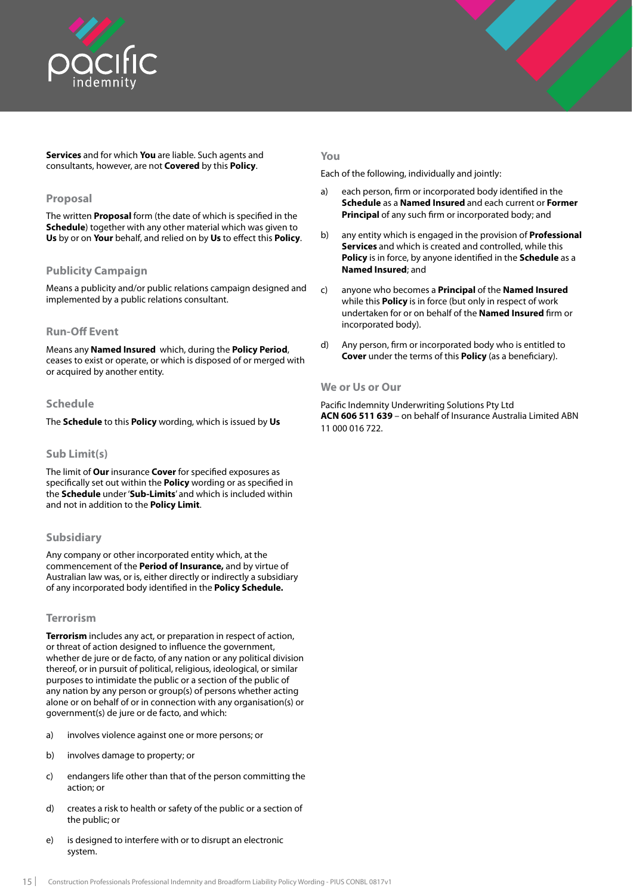**Services** and for which **You** are liable. Such agents and consultants, however, are not **Covered** by this **Policy**.

### Proposal

The written **Proposal** form (the date of which is specified in the **Schedule**) together with any other material which was given to **Us** by or on **Your** behalf, and relied on by **Us** to effect this **Policy**.

### Publicity Campaign

Means a publicity and/or public relations campaign designed and implemented by a public relations consultant.

### Run-Off Event

Means any **Named Insured** which, during the **Policy Period**, ceases to exist or operate, or which is disposed of or merged with or acquired by another entity.

### Schedule

The **Schedule** to this **Policy** wording, which is issued by **Us**

### Sub Limit(s)

The limit of **Our** insurance **Cover** for specified exposures as specifically set out within the **Policy** wording or as specified in the **Schedule** under '**Sub-Limits**' and which is included within and not in addition to the **Policy Limit**.

### Subsidiary

Any company or other incorporated entity which, at the commencement of the **Period of Insurance,** and by virtue of Australian law was, or is, either directly or indirectly a subsidiary of any incorporated body identified in the **Policy Schedule.**

### Terrorism

**Terrorism** includes any act, or preparation in respect of action, or threat of action designed to influence the government, whether de jure or de facto, of any nation or any political division thereof, or in pursuit of political, religious, ideological, or similar purposes to intimidate the public or a section of the public of any nation by any person or group(s) of persons whether acting alone or on behalf of or in connection with any organisation(s) or government(s) de jure or de facto, and which:

a) involves violence against one or more persons; or

b) involves damage to property; or

c) endangers life other than that of the person committing the action; or

d) creates a risk to health or safety of the public or a section of the public; or

e) is designed to interfere with or to disrupt an electronic system.

### You

Each of the following, individually and jointly:

a) each person, firm or incorporated body identified in the **Schedule** as a **Named Insured** and each current or **Former Principal** of any such firm or incorporated body; and

b) any entity which is engaged in the provision of **Professional Services** and which is created and controlled, while this **Policy** is in force, by anyone identified in the **Schedule** as a **Named Insured**; and

c) anyone who becomes a **Principal** of the **Named Insured** while this **Policy** is in force (but only in respect of work undertaken for or on behalf of the **Named Insured** firm or incorporated body).

d) Any person, firm or incorporated body who is entitled to **Cover** under the terms of this **Policy** (as a beneficiary).

### We or Us or Our

Pacific Indemnity Underwriting Solutions Pty Ltd
**ACN 606 511 639** – on behalf of Insurance Australia Limited ABN 11 000 016 722.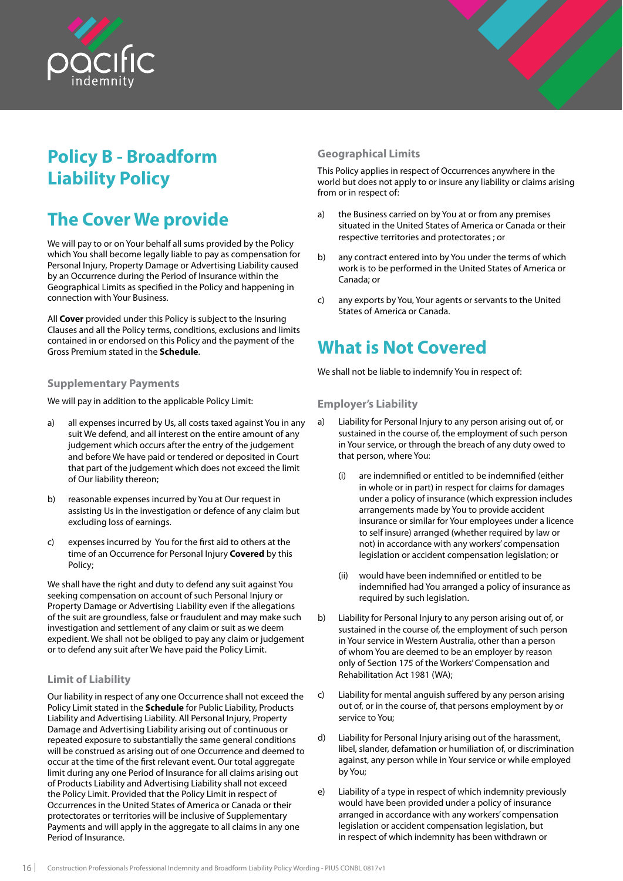# Policy B - Broadform Liability Policy

## The Cover We provide

We will pay to or on Your behalf all sums provided by the Policy which You shall become legally liable to pay as compensation for Personal Injury, Property Damage or Advertising Liability caused by an Occurrence during the Period of Insurance within the Geographical Limits as specified in the Policy and happening in connection with Your Business.

All **Cover** provided under this Policy is subject to the Insuring Clauses and all the Policy terms, conditions, exclusions and limits contained in or endorsed on this Policy and the payment of the Gross Premium stated in the **Schedule**.

### Supplementary Payments

We will pay in addition to the applicable Policy Limit:

a) all expenses incurred by Us, all costs taxed against You in any suit We defend, and all interest on the entire amount of any judgement which occurs after the entry of the judgement and before We have paid or tendered or deposited in Court that part of the judgement which does not exceed the limit of Our liability thereon;

b) reasonable expenses incurred by You at Our request in assisting Us in the investigation or defence of any claim but excluding loss of earnings.

c) expenses incurred by You for the first aid to others at the time of an Occurrence for Personal Injury **Covered** by this Policy;

We shall have the right and duty to defend any suit against You seeking compensation on account of such Personal Injury or Property Damage or Advertising Liability even if the allegations of the suit are groundless, false or fraudulent and may make such investigation and settlement of any claim or suit as we deem expedient. We shall not be obliged to pay any claim or judgement or to defend any suit after We have paid the Policy Limit.

### Limit of Liability

Our liability in respect of any one Occurrence shall not exceed the Policy Limit stated in the **Schedule** for Public Liability, Products Liability and Advertising Liability. All Personal Injury, Property Damage and Advertising Liability arising out of continuous or repeated exposure to substantially the same general conditions will be construed as arising out of one Occurrence and deemed to occur at the time of the first relevant event. Our total aggregate limit during any one Period of Insurance for all claims arising out of Products Liability and Advertising Liability shall not exceed the Policy Limit. Provided that the Policy Limit in respect of Occurrences in the United States of America or Canada or their protectorates or territories will be inclusive of Supplementary Payments and will apply in the aggregate to all claims in any one Period of Insurance.

### Geographical Limits

This Policy applies in respect of Occurrences anywhere in the world but does not apply to or insure any liability or claims arising from or in respect of:

a) the Business carried on by You at or from any premises situated in the United States of America or Canada or their respective territories and protectorates ; or

b) any contract entered into by You under the terms of which work is to be performed in the United States of America or Canada; or

c) any exports by You, Your agents or servants to the United States of America or Canada.

## What is Not Covered

We shall not be liable to indemnify You in respect of:

### Employer's Liability

a) Liability for Personal Injury to any person arising out of, or sustained in the course of, the employment of such person in Your service, or through the breach of any duty owed to that person, where You:

   (i) are indemnified or entitled to be indemnified (either in whole or in part) in respect for claims for damages under a policy of insurance (which expression includes arrangements made by You to provide accident insurance or similar for Your employees under a licence to self insure) arranged (whether required by law or not) in accordance with any workers' compensation legislation or accident compensation legislation; or

   (ii) would have been indemnified or entitled to be indemnified had You arranged a policy of insurance as required by such legislation.

b) Liability for Personal Injury to any person arising out of, or sustained in the course of, the employment of such person in Your service in Western Australia, other than a person of whom You are deemed to be an employer by reason only of Section 175 of the Workers' Compensation and Rehabilitation Act 1981 (WA);

c) Liability for mental anguish suffered by any person arising out of, or in the course of, that persons employment by or service to You;

d) Liability for Personal Injury arising out of the harassment, libel, slander, defamation or humiliation of, or discrimination against, any person while in Your service or while employed by You;

e) Liability of a type in respect of which indemnity previously would have been provided under a policy of insurance arranged in accordance with any workers' compensation legislation or accident compensation legislation, but in respect of which indemnity has been withdrawn or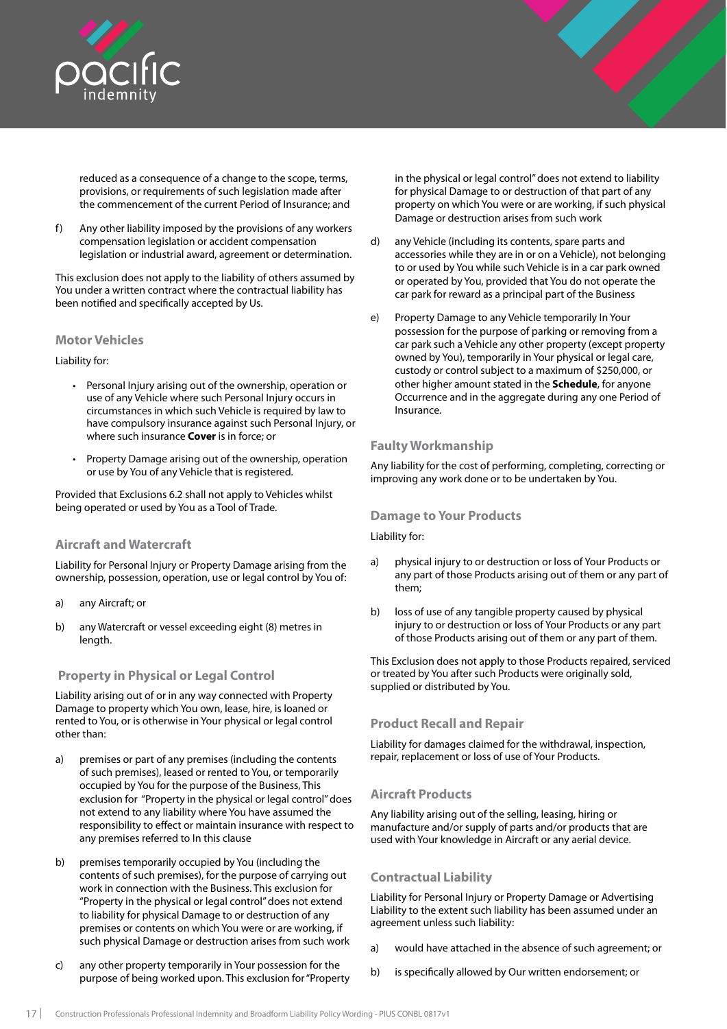reduced as a consequence of a change to the scope, terms, provisions, or requirements of such legislation made after the commencement of the current Period of Insurance; and

f) Any other liability imposed by the provisions of any workers compensation legislation or accident compensation legislation or industrial award, agreement or determination.

This exclusion does not apply to the liability of others assumed by You under a written contract where the contractual liability has been notified and specifically accepted by Us.

### Motor Vehicles

Liability for:

- Personal Injury arising out of the ownership, operation or use of any Vehicle where such Personal Injury occurs in circumstances in which such Vehicle is required by law to have compulsory insurance against such Personal Injury, or where such insurance **Cover** is in force; or
- Property Damage arising out of the ownership, operation or use by You of any Vehicle that is registered.

Provided that Exclusions 6.2 shall not apply to Vehicles whilst being operated or used by You as a Tool of Trade.

### Aircraft and Watercraft

Liability for Personal Injury or Property Damage arising from the ownership, possession, operation, use or legal control by You of:

a) any Aircraft; or

b) any Watercraft or vessel exceeding eight (8) metres in length.

### Property in Physical or Legal Control

Liability arising out of or in any way connected with Property Damage to property which You own, lease, hire, is loaned or rented to You, or is otherwise in Your physical or legal control other than:

a) premises or part of any premises (including the contents of such premises), leased or rented to You, or temporarily occupied by You for the purpose of the Business, This exclusion for "Property in the physical or legal control" does not extend to any liability where You have assumed the responsibility to effect or maintain insurance with respect to any premises referred to In this clause

b) premises temporarily occupied by You (including the contents of such premises), for the purpose of carrying out work in connection with the Business. This exclusion for "Property in the physical or legal control" does not extend to liability for physical Damage to or destruction of any premises or contents on which You were or are working, if such physical Damage or destruction arises from such work

c) any other property temporarily in Your possession for the purpose of being worked upon. This exclusion for "Property in the physical or legal control" does not extend to liability for physical Damage to or destruction of that part of any property on which You were or are working, if such physical Damage or destruction arises from such work

d) any Vehicle (including its contents, spare parts and accessories while they are in or on a Vehicle), not belonging to or used by You while such Vehicle is in a car park owned or operated by You, provided that You do not operate the car park for reward as a principal part of the Business

e) Property Damage to any Vehicle temporarily In Your possession for the purpose of parking or removing from a car park such a Vehicle any other property (except property owned by You), temporarily in Your physical or legal care, custody or control subject to a maximum of $250,000, or other higher amount stated in the **Schedule**, for anyone Occurrence and in the aggregate during any one Period of Insurance.

### Faulty Workmanship

Any liability for the cost of performing, completing, correcting or improving any work done or to be undertaken by You.

### Damage to Your Products

Liability for:

a) physical injury to or destruction or loss of Your Products or any part of those Products arising out of them or any part of them;

b) loss of use of any tangible property caused by physical injury to or destruction or loss of Your Products or any part of those Products arising out of them or any part of them.

This Exclusion does not apply to those Products repaired, serviced or treated by You after such Products were originally sold, supplied or distributed by You.

### Product Recall and Repair

Liability for damages claimed for the withdrawal, inspection, repair, replacement or loss of use of Your Products.

### Aircraft Products

Any liability arising out of the selling, leasing, hiring or manufacture and/or supply of parts and/or products that are used with Your knowledge in Aircraft or any aerial device.

### Contractual Liability

Liability for Personal Injury or Property Damage or Advertising Liability to the extent such liability has been assumed under an agreement unless such liability:

a) would have attached in the absence of such agreement; or

b) is specifically allowed by Our written endorsement; or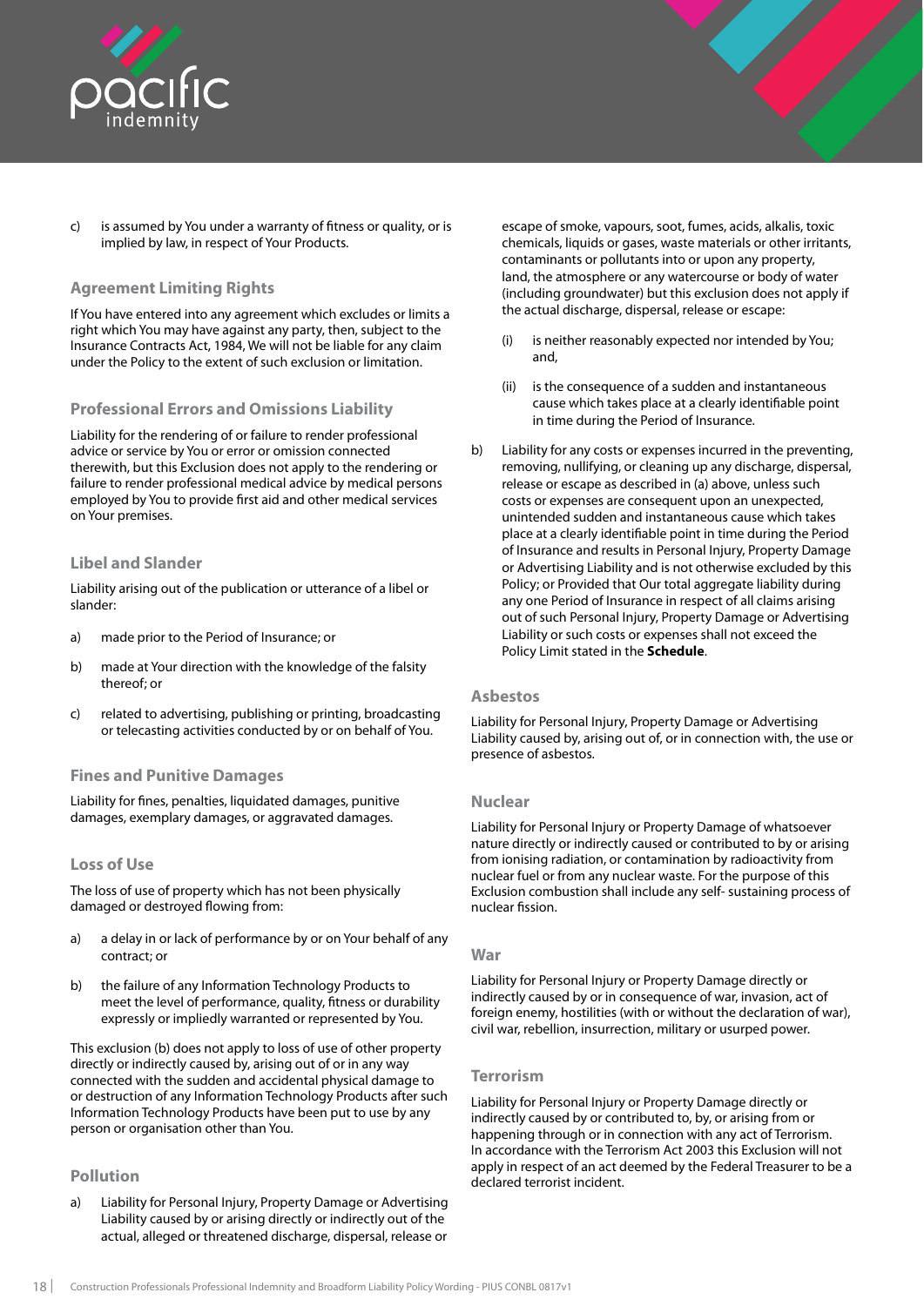c) is assumed by You under a warranty of fitness or quality, or is implied by law, in respect of Your Products.

### Agreement Limiting Rights

If You have entered into any agreement which excludes or limits a right which You may have against any party, then, subject to the Insurance Contracts Act, 1984, We will not be liable for any claim under the Policy to the extent of such exclusion or limitation.

### Professional Errors and Omissions Liability

Liability for the rendering of or failure to render professional advice or service by You or error or omission connected therewith, but this Exclusion does not apply to the rendering or failure to render professional medical advice by medical persons employed by You to provide first aid and other medical services on Your premises.

### Libel and Slander

Liability arising out of the publication or utterance of a libel or slander:

a) made prior to the Period of Insurance; or

b) made at Your direction with the knowledge of the falsity thereof; or

c) related to advertising, publishing or printing, broadcasting or telecasting activities conducted by or on behalf of You.

### Fines and Punitive Damages

Liability for fines, penalties, liquidated damages, punitive damages, exemplary damages, or aggravated damages.

### Loss of Use

The loss of use of property which has not been physically damaged or destroyed flowing from:

a) a delay in or lack of performance by or on Your behalf of any contract; or

b) the failure of any Information Technology Products to meet the level of performance, quality, fitness or durability expressly or impliedly warranted or represented by You.

This exclusion (b) does not apply to loss of use of other property directly or indirectly caused by, arising out of or in any way connected with the sudden and accidental physical damage to or destruction of any Information Technology Products after such Information Technology Products have been put to use by any person or organisation other than You.

### Pollution

a) Liability for Personal Injury, Property Damage or Advertising Liability caused by or arising directly or indirectly out of the actual, alleged or threatened discharge, dispersal, release or escape of smoke, vapours, soot, fumes, acids, alkalis, toxic chemicals, liquids or gases, waste materials or other irritants, contaminants or pollutants into or upon any property, land, the atmosphere or any watercourse or body of water (including groundwater) but this exclusion does not apply if the actual discharge, dispersal, release or escape:

   (i) is neither reasonably expected nor intended by You; and,

   (ii) is the consequence of a sudden and instantaneous cause which takes place at a clearly identifiable point in time during the Period of Insurance.

b) Liability for any costs or expenses incurred in the preventing, removing, nullifying, or cleaning up any discharge, dispersal, release or escape as described in (a) above, unless such costs or expenses are consequent upon an unexpected, unintended sudden and instantaneous cause which takes place at a clearly identifiable point in time during the Period of Insurance and results in Personal Injury, Property Damage or Advertising Liability and is not otherwise excluded by this Policy; or Provided that Our total aggregate liability during any one Period of Insurance in respect of all claims arising out of such Personal Injury, Property Damage or Advertising Liability or such costs or expenses shall not exceed the Policy Limit stated in the **Schedule**.

### Asbestos

Liability for Personal Injury, Property Damage or Advertising Liability caused by, arising out of, or in connection with, the use or presence of asbestos.

### Nuclear

Liability for Personal Injury or Property Damage of whatsoever nature directly or indirectly caused or contributed to by or arising from ionising radiation, or contamination by radioactivity from nuclear fuel or from any nuclear waste. For the purpose of this Exclusion combustion shall include any self- sustaining process of nuclear fission.

### War

Liability for Personal Injury or Property Damage directly or indirectly caused by or in consequence of war, invasion, act of foreign enemy, hostilities (with or without the declaration of war), civil war, rebellion, insurrection, military or usurped power.

### Terrorism

Liability for Personal Injury or Property Damage directly or indirectly caused by or contributed to, by, or arising from or happening through or in connection with any act of Terrorism. In accordance with the Terrorism Act 2003 this Exclusion will not apply in respect of an act deemed by the Federal Treasurer to be a declared terrorist incident.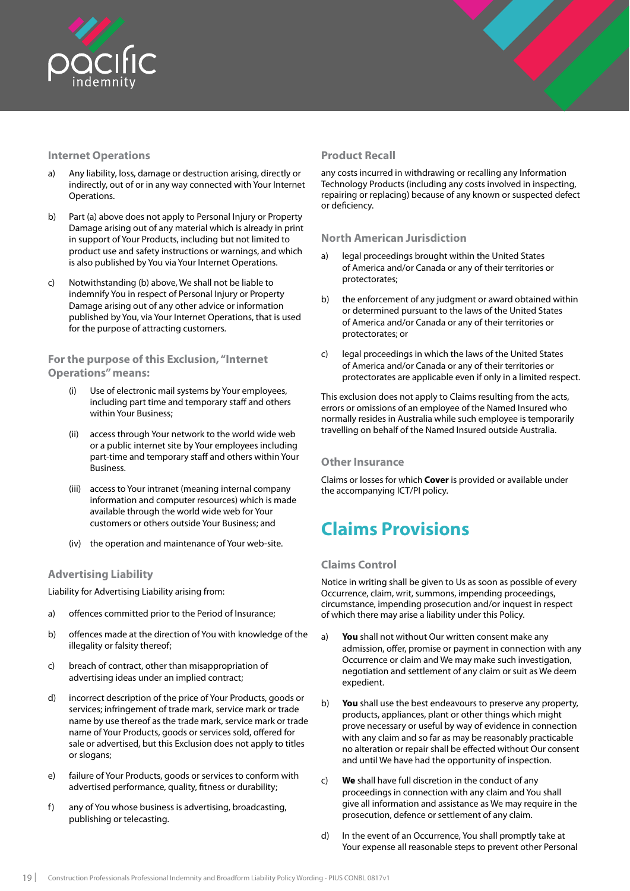### Internet Operations

a) Any liability, loss, damage or destruction arising, directly or indirectly, out of or in any way connected with Your Internet Operations.

b) Part (a) above does not apply to Personal Injury or Property Damage arising out of any material which is already in print in support of Your Products, including but not limited to product use and safety instructions or warnings, and which is also published by You via Your Internet Operations.

c) Notwithstanding (b) above, We shall not be liable to indemnify You in respect of Personal Injury or Property Damage arising out of any other advice or information published by You, via Your Internet Operations, that is used for the purpose of attracting customers.

### For the purpose of this Exclusion, "Internet Operations" means:

(i) Use of electronic mail systems by Your employees, including part time and temporary staff and others within Your Business;

(ii) access through Your network to the world wide web or a public internet site by Your employees including part-time and temporary staff and others within Your Business.

(iii) access to Your intranet (meaning internal company information and computer resources) which is made available through the world wide web for Your customers or others outside Your Business; and

(iv) the operation and maintenance of Your web-site.

### Advertising Liability

Liability for Advertising Liability arising from:

a) offences committed prior to the Period of Insurance;

b) offences made at the direction of You with knowledge of the illegality or falsity thereof;

c) breach of contract, other than misappropriation of advertising ideas under an implied contract;

d) incorrect description of the price of Your Products, goods or services; infringement of trade mark, service mark or trade name by use thereof as the trade mark, service mark or trade name of Your Products, goods or services sold, offered for sale or advertised, but this Exclusion does not apply to titles or slogans;

e) failure of Your Products, goods or services to conform with advertised performance, quality, fitness or durability;

f) any of You whose business is advertising, broadcasting, publishing or telecasting.

### Product Recall

any costs incurred in withdrawing or recalling any Information Technology Products (including any costs involved in inspecting, repairing or replacing) because of any known or suspected defect or deficiency.

### North American Jurisdiction

a) legal proceedings brought within the United States of America and/or Canada or any of their territories or protectorates;

b) the enforcement of any judgment or award obtained within or determined pursuant to the laws of the United States of America and/or Canada or any of their territories or protectorates; or

c) legal proceedings in which the laws of the United States of America and/or Canada or any of their territories or protectorates are applicable even if only in a limited respect.

This exclusion does not apply to Claims resulting from the acts, errors or omissions of an employee of the Named Insured who normally resides in Australia while such employee is temporarily travelling on behalf of the Named Insured outside Australia.

### Other Insurance

Claims or losses for which **Cover** is provided or available under the accompanying ICT/PI policy.

## Claims Provisions

### Claims Control

Notice in writing shall be given to Us as soon as possible of every Occurrence, claim, writ, summons, impending proceedings, circumstance, impending prosecution and/or inquest in respect of which there may arise a liability under this Policy.

a) **You** shall not without Our written consent make any admission, offer, promise or payment in connection with any Occurrence or claim and We may make such investigation, negotiation and settlement of any claim or suit as We deem expedient.

b) **You** shall use the best endeavours to preserve any property, products, appliances, plant or other things which might prove necessary or useful by way of evidence in connection with any claim and so far as may be reasonably practicable no alteration or repair shall be effected without Our consent and until We have had the opportunity of inspection.

c) **We** shall have full discretion in the conduct of any proceedings in connection with any claim and You shall give all information and assistance as We may require in the prosecution, defence or settlement of any claim.

d) In the event of an Occurrence, You shall promptly take at Your expense all reasonable steps to prevent other Personal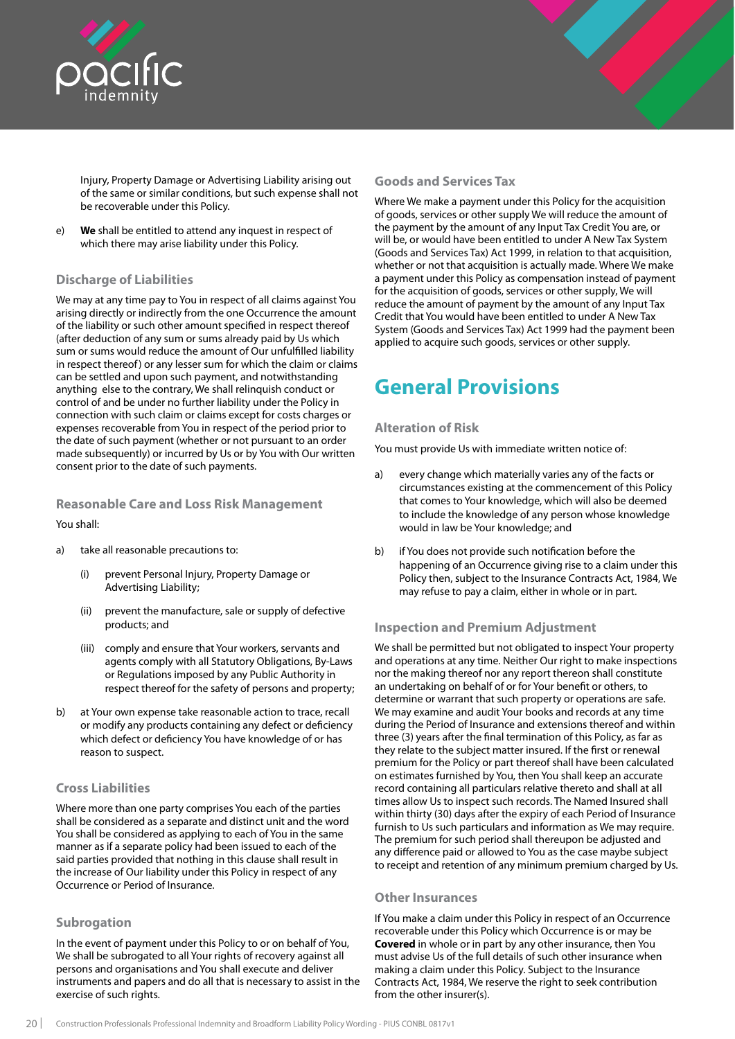Injury, Property Damage or Advertising Liability arising out of the same or similar conditions, but such expense shall not be recoverable under this Policy.

e) **We** shall be entitled to attend any inquest in respect of which there may arise liability under this Policy.

### Discharge of Liabilities

We may at any time pay to You in respect of all claims against You arising directly or indirectly from the one Occurrence the amount of the liability or such other amount specified in respect thereof (after deduction of any sum or sums already paid by Us which sum or sums would reduce the amount of Our unfulfilled liability in respect thereof) or any lesser sum for which the claim or claims can be settled and upon such payment, and notwithstanding anything else to the contrary, We shall relinquish conduct or control of and be under no further liability under the Policy in connection with such claim or claims except for costs charges or expenses recoverable from You in respect of the period prior to the date of such payment (whether or not pursuant to an order made subsequently) or incurred by Us or by You with Our written consent prior to the date of such payments.

### Reasonable Care and Loss Risk Management

You shall:

a) take all reasonable precautions to:

   (i) prevent Personal Injury, Property Damage or Advertising Liability;

   (ii) prevent the manufacture, sale or supply of defective products; and

   (iii) comply and ensure that Your workers, servants and agents comply with all Statutory Obligations, By-Laws or Regulations imposed by any Public Authority in respect thereof for the safety of persons and property;

b) at Your own expense take reasonable action to trace, recall or modify any products containing any defect or deficiency which defect or deficiency You have knowledge of or has reason to suspect.

### Cross Liabilities

Where more than one party comprises You each of the parties shall be considered as a separate and distinct unit and the word You shall be considered as applying to each of You in the same manner as if a separate policy had been issued to each of the said parties provided that nothing in this clause shall result in the increase of Our liability under this Policy in respect of any Occurrence or Period of Insurance.

### Subrogation

In the event of payment under this Policy to or on behalf of You, We shall be subrogated to all Your rights of recovery against all persons and organisations and You shall execute and deliver instruments and papers and do all that is necessary to assist in the exercise of such rights.

### Goods and Services Tax

Where We make a payment under this Policy for the acquisition of goods, services or other supply We will reduce the amount of the payment by the amount of any Input Tax Credit You are, or will be, or would have been entitled to under A New Tax System (Goods and Services Tax) Act 1999, in relation to that acquisition, whether or not that acquisition is actually made. Where We make a payment under this Policy as compensation instead of payment for the acquisition of goods, services or other supply, We will reduce the amount of payment by the amount of any Input Tax Credit that You would have been entitled to under A New Tax System (Goods and Services Tax) Act 1999 had the payment been applied to acquire such goods, services or other supply.

## General Provisions

### Alteration of Risk

You must provide Us with immediate written notice of:

a) every change which materially varies any of the facts or circumstances existing at the commencement of this Policy that comes to Your knowledge, which will also be deemed to include the knowledge of any person whose knowledge would in law be Your knowledge; and

b) if You does not provide such notification before the happening of an Occurrence giving rise to a claim under this Policy then, subject to the Insurance Contracts Act, 1984, We may refuse to pay a claim, either in whole or in part.

### Inspection and Premium Adjustment

We shall be permitted but not obligated to inspect Your property and operations at any time. Neither Our right to make inspections nor the making thereof nor any report thereon shall constitute an undertaking on behalf of or for Your benefit or others, to determine or warrant that such property or operations are safe. We may examine and audit Your books and records at any time during the Period of Insurance and extensions thereof and within three (3) years after the final termination of this Policy, as far as they relate to the subject matter insured. If the first or renewal premium for the Policy or part thereof shall have been calculated on estimates furnished by You, then You shall keep an accurate record containing all particulars relative thereto and shall at all times allow Us to inspect such records. The Named Insured shall within thirty (30) days after the expiry of each Period of Insurance furnish to Us such particulars and information as We may require. The premium for such period shall thereupon be adjusted and any difference paid or allowed to You as the case maybe subject to receipt and retention of any minimum premium charged by Us.

### Other Insurances

If You make a claim under this Policy in respect of an Occurrence recoverable under this Policy which Occurrence is or may be **Covered** in whole or in part by any other insurance, then You must advise Us of the full details of such other insurance when making a claim under this Policy. Subject to the Insurance Contracts Act, 1984, We reserve the right to seek contribution from the other insurer(s).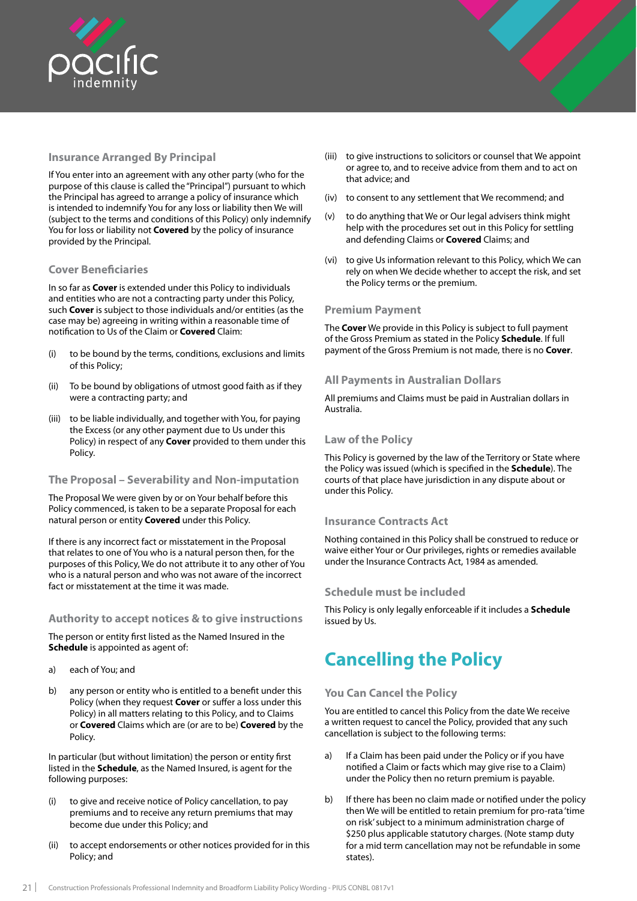### Insurance Arranged By Principal

If You enter into an agreement with any other party (who for the purpose of this clause is called the "Principal") pursuant to which the Principal has agreed to arrange a policy of insurance which is intended to indemnify You for any loss or liability then We will (subject to the terms and conditions of this Policy) only indemnify You for loss or liability not **Covered** by the policy of insurance provided by the Principal.

### Cover Beneficiaries

In so far as **Cover** is extended under this Policy to individuals and entities who are not a contracting party under this Policy, such **Cover** is subject to those individuals and/or entities (as the case may be) agreeing in writing within a reasonable time of notification to Us of the Claim or **Covered** Claim:

(i) to be bound by the terms, conditions, exclusions and limits of this Policy;

(ii) To be bound by obligations of utmost good faith as if they were a contracting party; and

(iii) to be liable individually, and together with You, for paying the Excess (or any other payment due to Us under this Policy) in respect of any **Cover** provided to them under this Policy.

### The Proposal – Severability and Non-imputation

The Proposal We were given by or on Your behalf before this Policy commenced, is taken to be a separate Proposal for each natural person or entity **Covered** under this Policy.

If there is any incorrect fact or misstatement in the Proposal that relates to one of You who is a natural person then, for the purposes of this Policy, We do not attribute it to any other of You who is a natural person and who was not aware of the incorrect fact or misstatement at the time it was made.

### Authority to accept notices & to give instructions

The person or entity first listed as the Named Insured in the **Schedule** is appointed as agent of:

a) each of You; and

b) any person or entity who is entitled to a benefit under this Policy (when they request **Cover** or suffer a loss under this Policy) in all matters relating to this Policy, and to Claims or **Covered** Claims which are (or are to be) **Covered** by the Policy.

In particular (but without limitation) the person or entity first listed in the **Schedule**, as the Named Insured, is agent for the following purposes:

(i) to give and receive notice of Policy cancellation, to pay premiums and to receive any return premiums that may become due under this Policy; and

(ii) to accept endorsements or other notices provided for in this Policy; and

(iii) to give instructions to solicitors or counsel that We appoint or agree to, and to receive advice from them and to act on that advice; and

(iv) to consent to any settlement that We recommend; and

(v) to do anything that We or Our legal advisers think might help with the procedures set out in this Policy for settling and defending Claims or **Covered** Claims; and

(vi) to give Us information relevant to this Policy, which We can rely on when We decide whether to accept the risk, and set the Policy terms or the premium.

### Premium Payment

The **Cover** We provide in this Policy is subject to full payment of the Gross Premium as stated in the Policy **Schedule**. If full payment of the Gross Premium is not made, there is no **Cover**.

### All Payments in Australian Dollars

All premiums and Claims must be paid in Australian dollars in Australia.

### Law of the Policy

This Policy is governed by the law of the Territory or State where the Policy was issued (which is specified in the **Schedule**). The courts of that place have jurisdiction in any dispute about or under this Policy.

### Insurance Contracts Act

Nothing contained in this Policy shall be construed to reduce or waive either Your or Our privileges, rights or remedies available under the Insurance Contracts Act, 1984 as amended.

### Schedule must be included

This Policy is only legally enforceable if it includes a **Schedule** issued by Us.

## Cancelling the Policy

### You Can Cancel the Policy

You are entitled to cancel this Policy from the date We receive a written request to cancel the Policy, provided that any such cancellation is subject to the following terms:

a) If a Claim has been paid under the Policy or if you have notified a Claim or facts which may give rise to a Claim) under the Policy then no return premium is payable.

b) If there has been no claim made or notified under the policy then We will be entitled to retain premium for pro-rata 'time on risk' subject to a minimum administration charge of $250 plus applicable statutory charges. (Note stamp duty for a mid term cancellation may not be refundable in some states).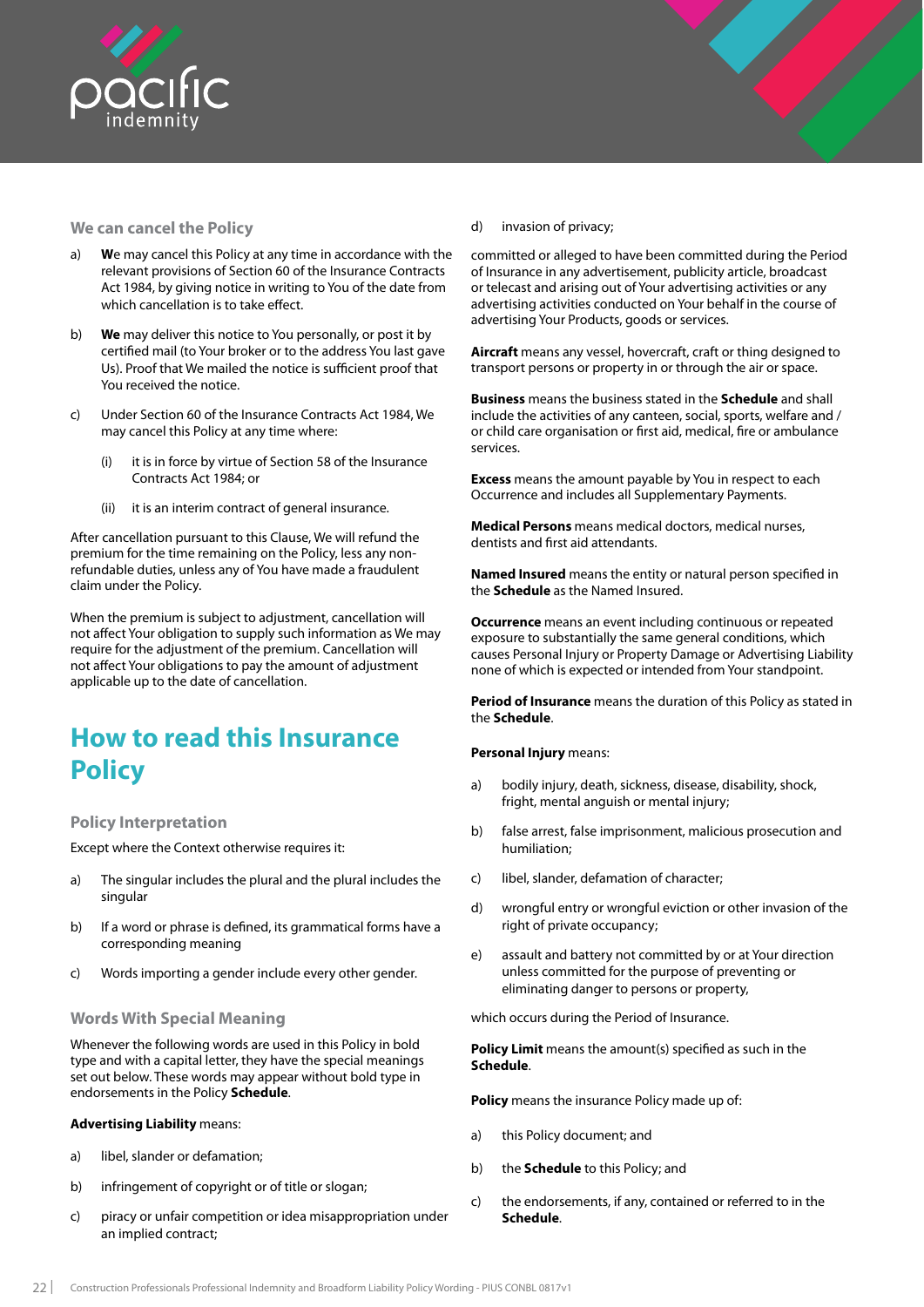### We can cancel the Policy

a) **W**e may cancel this Policy at any time in accordance with the relevant provisions of Section 60 of the Insurance Contracts Act 1984, by giving notice in writing to You of the date from which cancellation is to take effect.

b) **We** may deliver this notice to You personally, or post it by certified mail (to Your broker or to the address You last gave Us). Proof that We mailed the notice is sufficient proof that You received the notice.

c) Under Section 60 of the Insurance Contracts Act 1984, We may cancel this Policy at any time where:

   (i) it is in force by virtue of Section 58 of the Insurance Contracts Act 1984; or

   (ii) it is an interim contract of general insurance.

After cancellation pursuant to this Clause, We will refund the premium for the time remaining on the Policy, less any non-refundable duties, unless any of You have made a fraudulent claim under the Policy.

When the premium is subject to adjustment, cancellation will not affect Your obligation to supply such information as We may require for the adjustment of the premium. Cancellation will not affect Your obligations to pay the amount of adjustment applicable up to the date of cancellation.

# How to read this Insurance Policy

### Policy Interpretation

Except where the Context otherwise requires it:

a) The singular includes the plural and the plural includes the singular

b) If a word or phrase is defined, its grammatical forms have a corresponding meaning

c) Words importing a gender include every other gender.

### Words With Special Meaning

Whenever the following words are used in this Policy in bold type and with a capital letter, they have the special meanings set out below. These words may appear without bold type in endorsements in the Policy **Schedule**.

**Advertising Liability** means:

a) libel, slander or defamation;

b) infringement of copyright or of title or slogan;

c) piracy or unfair competition or idea misappropriation under an implied contract;

d) invasion of privacy;

committed or alleged to have been committed during the Period of Insurance in any advertisement, publicity article, broadcast or telecast and arising out of Your advertising activities or any advertising activities conducted on Your behalf in the course of advertising Your Products, goods or services.

**Aircraft** means any vessel, hovercraft, craft or thing designed to transport persons or property in or through the air or space.

**Business** means the business stated in the **Schedule** and shall include the activities of any canteen, social, sports, welfare and / or child care organisation or first aid, medical, fire or ambulance services.

**Excess** means the amount payable by You in respect to each Occurrence and includes all Supplementary Payments.

**Medical Persons** means medical doctors, medical nurses, dentists and first aid attendants.

**Named Insured** means the entity or natural person specified in the **Schedule** as the Named Insured.

**Occurrence** means an event including continuous or repeated exposure to substantially the same general conditions, which causes Personal Injury or Property Damage or Advertising Liability none of which is expected or intended from Your standpoint.

**Period of Insurance** means the duration of this Policy as stated in the **Schedule**.

**Personal Injury** means:

a) bodily injury, death, sickness, disease, disability, shock, fright, mental anguish or mental injury;

b) false arrest, false imprisonment, malicious prosecution and humiliation;

c) libel, slander, defamation of character;

d) wrongful entry or wrongful eviction or other invasion of the right of private occupancy;

e) assault and battery not committed by or at Your direction unless committed for the purpose of preventing or eliminating danger to persons or property,

which occurs during the Period of Insurance.

**Policy Limit** means the amount(s) specified as such in the **Schedule**.

**Policy** means the insurance Policy made up of:

a) this Policy document; and

b) the **Schedule** to this Policy; and

c) the endorsements, if any, contained or referred to in the **Schedule**.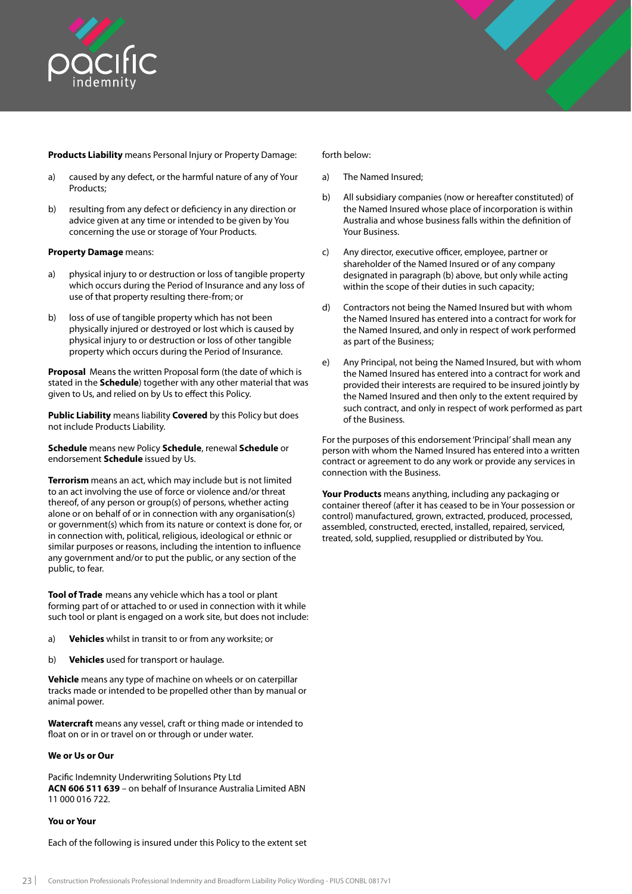**Products Liability** means Personal Injury or Property Damage:

a) caused by any defect, or the harmful nature of any of Your Products;

b) resulting from any defect or deficiency in any direction or advice given at any time or intended to be given by You concerning the use or storage of Your Products.

**Property Damage** means:

a) physical injury to or destruction or loss of tangible property which occurs during the Period of Insurance and any loss of use of that property resulting there-from; or

b) loss of use of tangible property which has not been physically injured or destroyed or lost which is caused by physical injury to or destruction or loss of other tangible property which occurs during the Period of Insurance.

**Proposal** Means the written Proposal form (the date of which is stated in the **Schedule**) together with any other material that was given to Us, and relied on by Us to effect this Policy.

**Public Liability** means liability **Covered** by this Policy but does not include Products Liability.

**Schedule** means new Policy **Schedule**, renewal **Schedule** or endorsement **Schedule** issued by Us.

**Terrorism** means an act, which may include but is not limited to an act involving the use of force or violence and/or threat thereof, of any person or group(s) of persons, whether acting alone or on behalf of or in connection with any organisation(s) or government(s) which from its nature or context is done for, or in connection with, political, religious, ideological or ethnic or similar purposes or reasons, including the intention to influence any government and/or to put the public, or any section of the public, to fear.

**Tool of Trade** means any vehicle which has a tool or plant forming part of or attached to or used in connection with it while such tool or plant is engaged on a work site, but does not include:

a) **Vehicles** whilst in transit to or from any worksite; or

b) **Vehicles** used for transport or haulage.

**Vehicle** means any type of machine on wheels or on caterpillar tracks made or intended to be propelled other than by manual or animal power.

**Watercraft** means any vessel, craft or thing made or intended to float on or in or travel on or through or under water.

**We or Us or Our**

Pacific Indemnity Underwriting Solutions Pty Ltd
**ACN 606 511 639** – on behalf of Insurance Australia Limited ABN 11 000 016 722.

**You or Your**

Each of the following is insured under this Policy to the extent set forth below:

a) The Named Insured;

b) All subsidiary companies (now or hereafter constituted) of the Named Insured whose place of incorporation is within Australia and whose business falls within the definition of Your Business.

c) Any director, executive officer, employee, partner or shareholder of the Named Insured or of any company designated in paragraph (b) above, but only while acting within the scope of their duties in such capacity;

d) Contractors not being the Named Insured but with whom the Named Insured has entered into a contract for work for the Named Insured, and only in respect of work performed as part of the Business;

e) Any Principal, not being the Named Insured, but with whom the Named Insured has entered into a contract for work and provided their interests are required to be insured jointly by the Named Insured and then only to the extent required by such contract, and only in respect of work performed as part of the Business.

For the purposes of this endorsement 'Principal' shall mean any person with whom the Named Insured has entered into a written contract or agreement to do any work or provide any services in connection with the Business.

**Your Products** means anything, including any packaging or container thereof (after it has ceased to be in Your possession or control) manufactured, grown, extracted, produced, processed, assembled, constructed, erected, installed, repaired, serviced, treated, sold, supplied, resupplied or distributed by You.